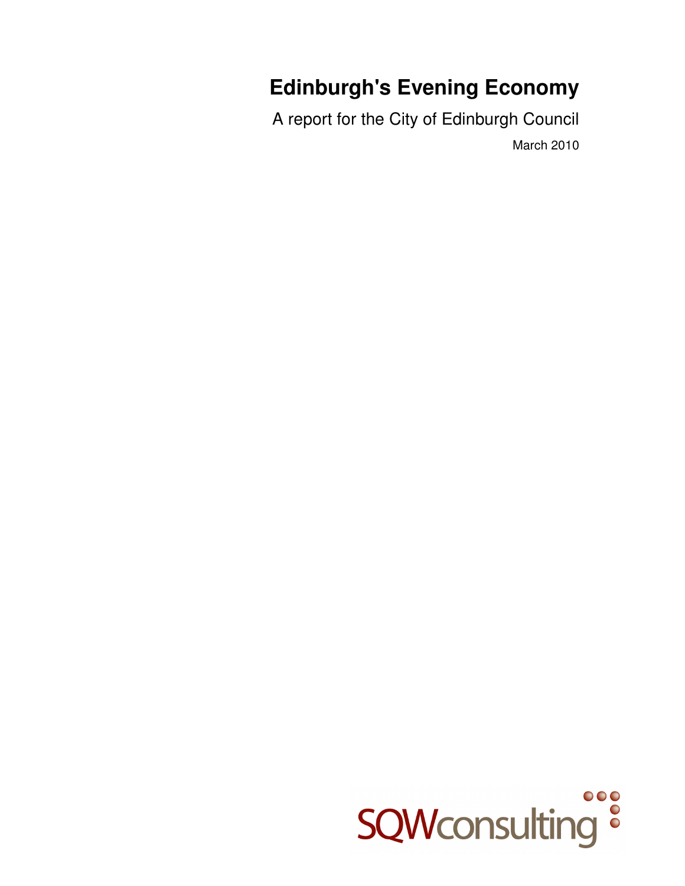# Edinburgh's Evening Economy

A report for the City of Edinburgh Council

March 2010

SQWconsulting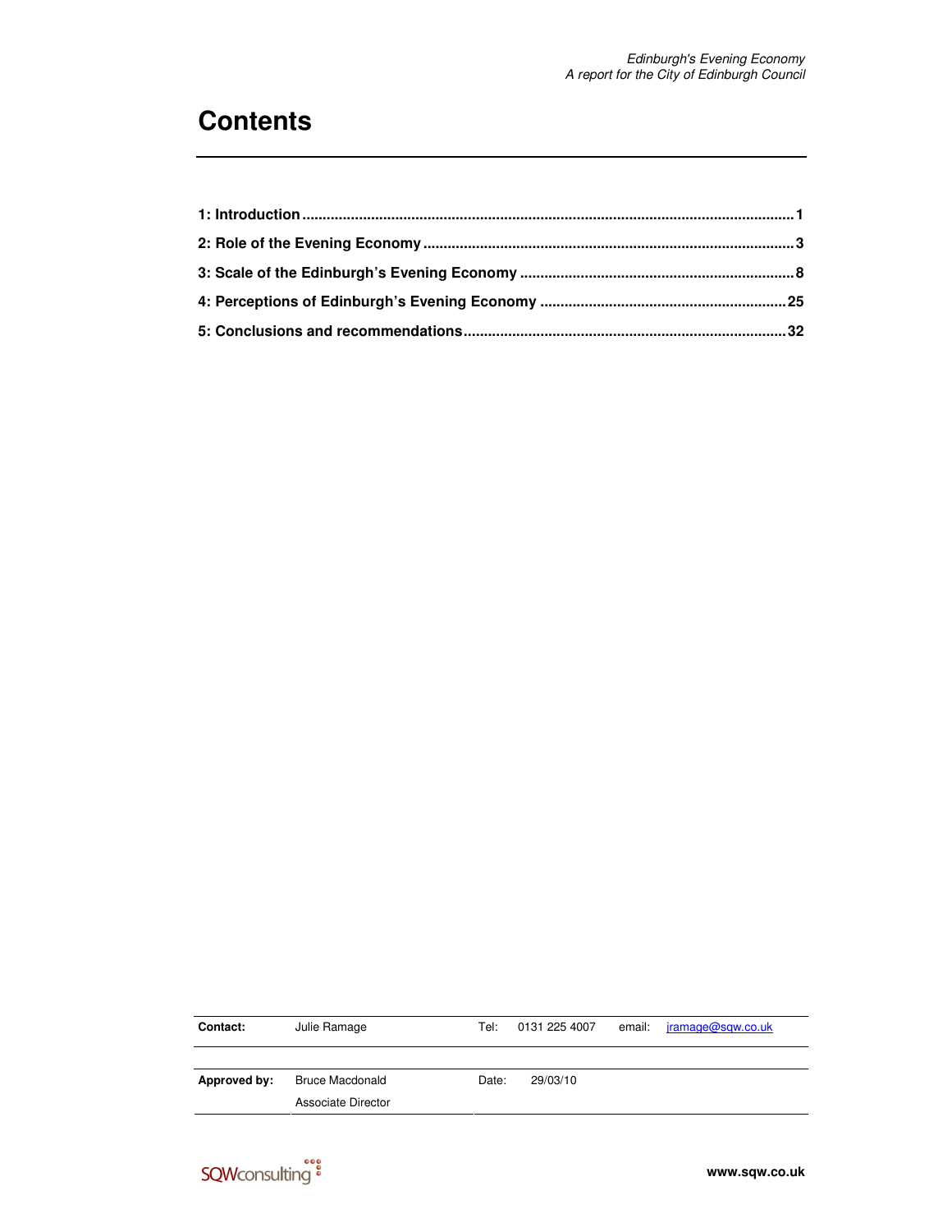# Contents

**1: Introduction** .......................................................................................................................... **1**

**2: Role of the Evening Economy** ............................................................................................ **3**

**3: Scale of the Edinburgh's Evening Economy** ..................................................................... **8**

**4: Perceptions of Edinburgh's Evening Economy** .............................................................. **25**

**5: Conclusions and recommendations** ................................................................................ **32**

| | | | | | |
|---|---|---|---|---|---|
| **Contact:** | Julie Ramage | Tel: | 0131 225 4007 | email: | jramage@sqw.co.uk |
| **Approved by:** | Bruce Macdonald<br>Associate Director | Date: | 29/03/10 | | |

SQWconsulting

**www.sqw.co.uk**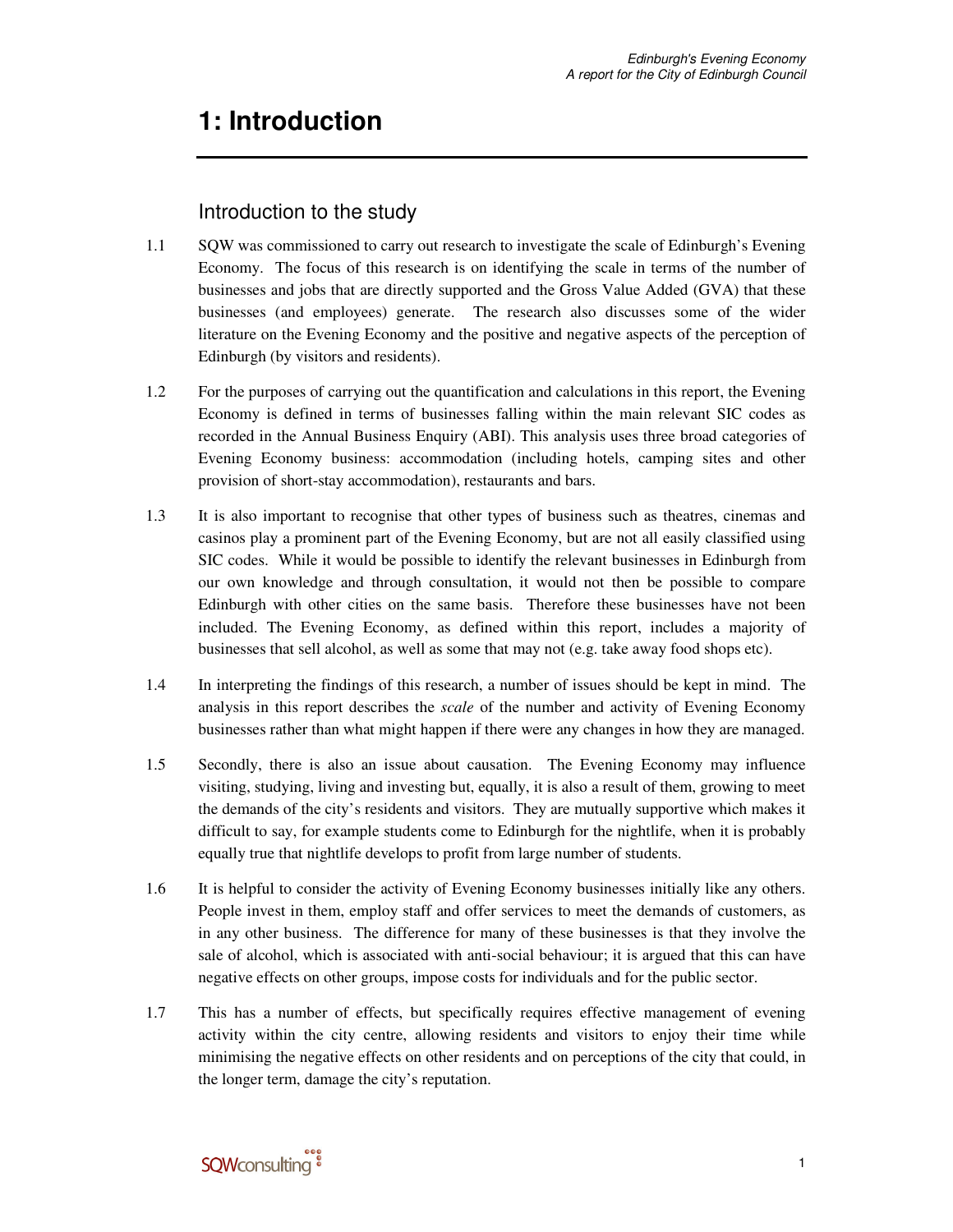# 1: Introduction

## Introduction to the study

1.1 SQW was commissioned to carry out research to investigate the scale of Edinburgh's Evening Economy. The focus of this research is on identifying the scale in terms of the number of businesses and jobs that are directly supported and the Gross Value Added (GVA) that these businesses (and employees) generate. The research also discusses some of the wider literature on the Evening Economy and the positive and negative aspects of the perception of Edinburgh (by visitors and residents).

1.2 For the purposes of carrying out the quantification and calculations in this report, the Evening Economy is defined in terms of businesses falling within the main relevant SIC codes as recorded in the Annual Business Enquiry (ABI). This analysis uses three broad categories of Evening Economy business: accommodation (including hotels, camping sites and other provision of short-stay accommodation), restaurants and bars.

1.3 It is also important to recognise that other types of business such as theatres, cinemas and casinos play a prominent part of the Evening Economy, but are not all easily classified using SIC codes. While it would be possible to identify the relevant businesses in Edinburgh from our own knowledge and through consultation, it would not then be possible to compare Edinburgh with other cities on the same basis. Therefore these businesses have not been included. The Evening Economy, as defined within this report, includes a majority of businesses that sell alcohol, as well as some that may not (e.g. take away food shops etc).

1.4 In interpreting the findings of this research, a number of issues should be kept in mind. The analysis in this report describes the *scale* of the number and activity of Evening Economy businesses rather than what might happen if there were any changes in how they are managed.

1.5 Secondly, there is also an issue about causation. The Evening Economy may influence visiting, studying, living and investing but, equally, it is also a result of them, growing to meet the demands of the city's residents and visitors. They are mutually supportive which makes it difficult to say, for example students come to Edinburgh for the nightlife, when it is probably equally true that nightlife develops to profit from large number of students.

1.6 It is helpful to consider the activity of Evening Economy businesses initially like any others. People invest in them, employ staff and offer services to meet the demands of customers, as in any other business. The difference for many of these businesses is that they involve the sale of alcohol, which is associated with anti-social behaviour; it is argued that this can have negative effects on other groups, impose costs for individuals and for the public sector.

1.7 This has a number of effects, but specifically requires effective management of evening activity within the city centre, allowing residents and visitors to enjoy their time while minimising the negative effects on other residents and on perceptions of the city that could, in the longer term, damage the city's reputation.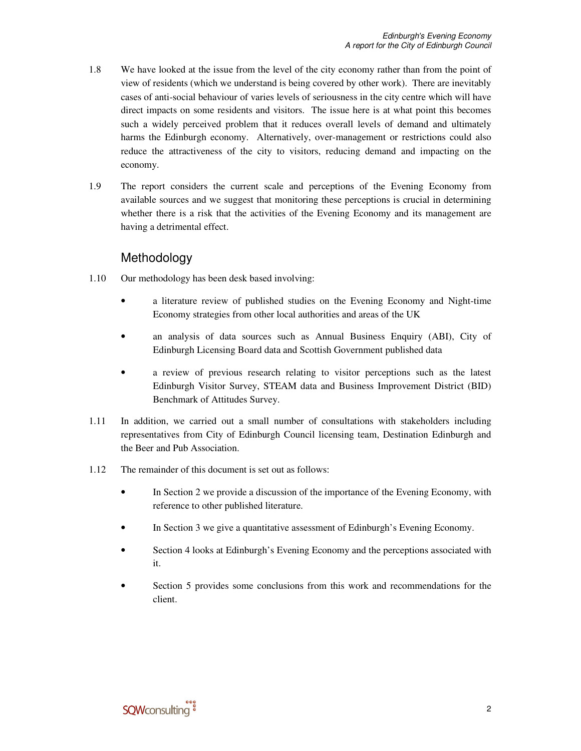1.8 We have looked at the issue from the level of the city economy rather than from the point of view of residents (which we understand is being covered by other work). There are inevitably cases of anti-social behaviour of varies levels of seriousness in the city centre which will have direct impacts on some residents and visitors. The issue here is at what point this becomes such a widely perceived problem that it reduces overall levels of demand and ultimately harms the Edinburgh economy. Alternatively, over-management or restrictions could also reduce the attractiveness of the city to visitors, reducing demand and impacting on the economy.

1.9 The report considers the current scale and perceptions of the Evening Economy from available sources and we suggest that monitoring these perceptions is crucial in determining whether there is a risk that the activities of the Evening Economy and its management are having a detrimental effect.

## Methodology

1.10 Our methodology has been desk based involving:

- a literature review of published studies on the Evening Economy and Night-time Economy strategies from other local authorities and areas of the UK
- an analysis of data sources such as Annual Business Enquiry (ABI), City of Edinburgh Licensing Board data and Scottish Government published data
- a review of previous research relating to visitor perceptions such as the latest Edinburgh Visitor Survey, STEAM data and Business Improvement District (BID) Benchmark of Attitudes Survey.

1.11 In addition, we carried out a small number of consultations with stakeholders including representatives from City of Edinburgh Council licensing team, Destination Edinburgh and the Beer and Pub Association.

1.12 The remainder of this document is set out as follows:

- In Section 2 we provide a discussion of the importance of the Evening Economy, with reference to other published literature.
- In Section 3 we give a quantitative assessment of Edinburgh's Evening Economy.
- Section 4 looks at Edinburgh's Evening Economy and the perceptions associated with it.
- Section 5 provides some conclusions from this work and recommendations for the client.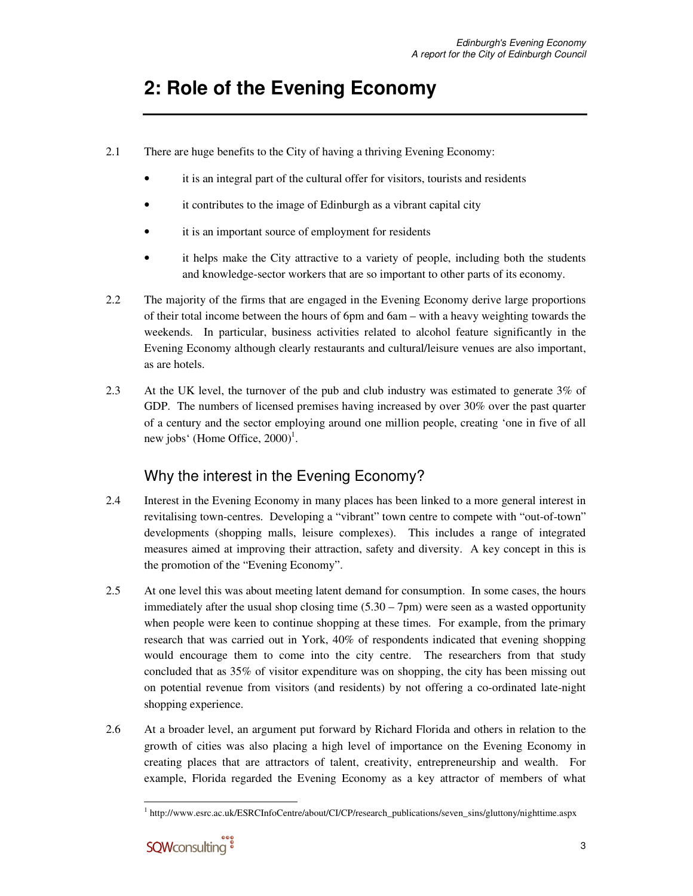# 2: Role of the Evening Economy

2.1 There are huge benefits to the City of having a thriving Evening Economy:

- it is an integral part of the cultural offer for visitors, tourists and residents
- it contributes to the image of Edinburgh as a vibrant capital city
- it is an important source of employment for residents
- it helps make the City attractive to a variety of people, including both the students and knowledge-sector workers that are so important to other parts of its economy.

2.2 The majority of the firms that are engaged in the Evening Economy derive large proportions of their total income between the hours of 6pm and 6am – with a heavy weighting towards the weekends. In particular, business activities related to alcohol feature significantly in the Evening Economy although clearly restaurants and cultural/leisure venues are also important, as are hotels.

2.3 At the UK level, the turnover of the pub and club industry was estimated to generate 3% of GDP. The numbers of licensed premises having increased by over 30% over the past quarter of a century and the sector employing around one million people, creating 'one in five of all new jobs' (Home Office, 2000)[1].

## Why the interest in the Evening Economy?

2.4 Interest in the Evening Economy in many places has been linked to a more general interest in revitalising town-centres. Developing a "vibrant" town centre to compete with "out-of-town" developments (shopping malls, leisure complexes). This includes a range of integrated measures aimed at improving their attraction, safety and diversity. A key concept in this is the promotion of the "Evening Economy".

2.5 At one level this was about meeting latent demand for consumption. In some cases, the hours immediately after the usual shop closing time (5.30 – 7pm) were seen as a wasted opportunity when people were keen to continue shopping at these times. For example, from the primary research that was carried out in York, 40% of respondents indicated that evening shopping would encourage them to come into the city centre. The researchers from that study concluded that as 35% of visitor expenditure was on shopping, the city has been missing out on potential revenue from visitors (and residents) by not offering a co-ordinated late-night shopping experience.

2.6 At a broader level, an argument put forward by Richard Florida and others in relation to the growth of cities was also placing a high level of importance on the Evening Economy in creating places that are attractors of talent, creativity, entrepreneurship and wealth. For example, Florida regarded the Evening Economy as a key attractor of members of what

[1] http://www.esrc.ac.uk/ESRCInfoCentre/about/CI/CP/research_publications/seven_sins/gluttony/nighttime.aspx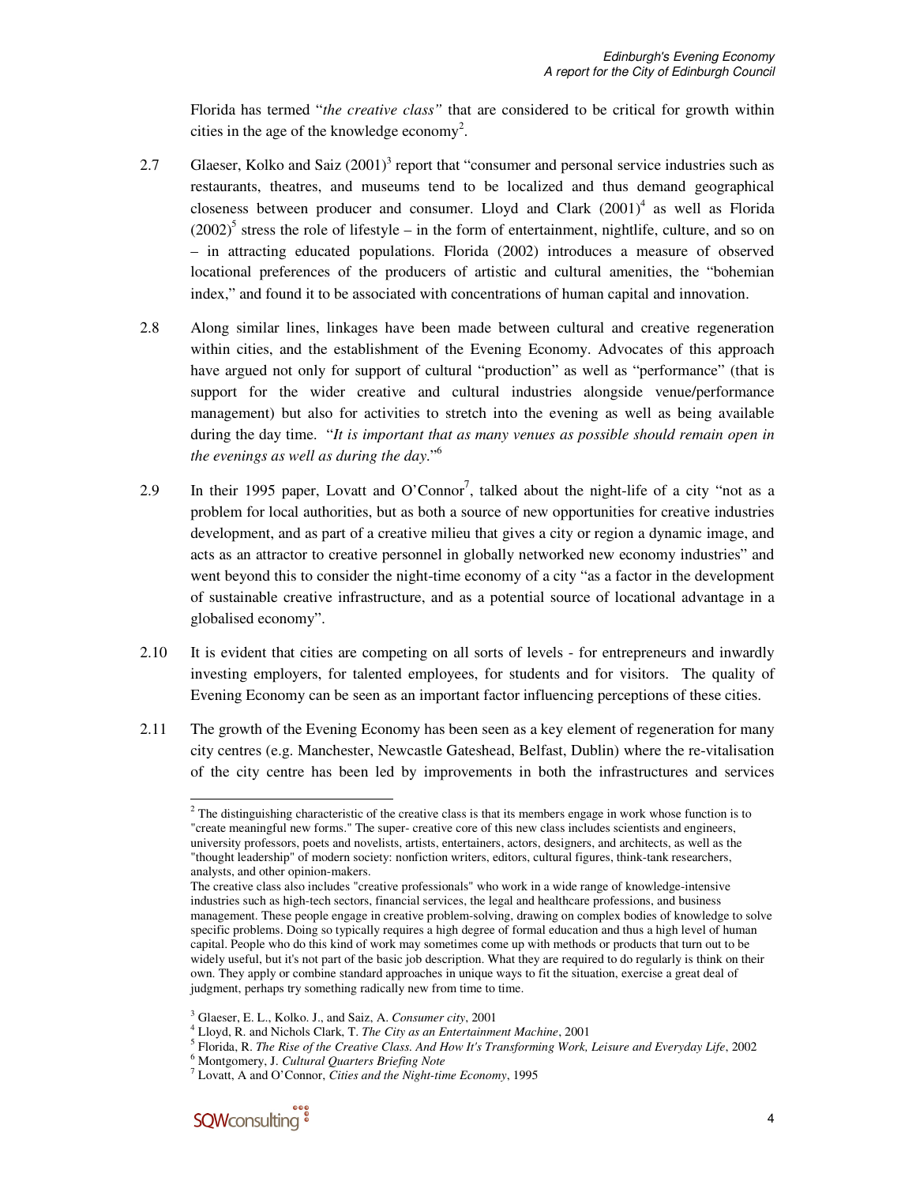Florida has termed "*the creative class"* that are considered to be critical for growth within cities in the age of the knowledge economy[2].

2.7 Glaeser, Kolko and Saiz (2001)[3] report that "consumer and personal service industries such as restaurants, theatres, and museums tend to be localized and thus demand geographical closeness between producer and consumer. Lloyd and Clark (2001)[4] as well as Florida (2002)[5] stress the role of lifestyle – in the form of entertainment, nightlife, culture, and so on – in attracting educated populations. Florida (2002) introduces a measure of observed locational preferences of the producers of artistic and cultural amenities, the "bohemian index," and found it to be associated with concentrations of human capital and innovation.

2.8 Along similar lines, linkages have been made between cultural and creative regeneration within cities, and the establishment of the Evening Economy. Advocates of this approach have argued not only for support of cultural "production" as well as "performance" (that is support for the wider creative and cultural industries alongside venue/performance management) but also for activities to stretch into the evening as well as being available during the day time. "*It is important that as many venues as possible should remain open in the evenings as well as during the day.*"[6]

2.9 In their 1995 paper, Lovatt and O'Connor[7], talked about the night-life of a city "not as a problem for local authorities, but as both a source of new opportunities for creative industries development, and as part of a creative milieu that gives a city or region a dynamic image, and acts as an attractor to creative personnel in globally networked new economy industries" and went beyond this to consider the night-time economy of a city "as a factor in the development of sustainable creative infrastructure, and as a potential source of locational advantage in a globalised economy".

2.10 It is evident that cities are competing on all sorts of levels - for entrepreneurs and inwardly investing employers, for talented employees, for students and for visitors. The quality of Evening Economy can be seen as an important factor influencing perceptions of these cities.

2.11 The growth of the Evening Economy has been seen as a key element of regeneration for many city centres (e.g. Manchester, Newcastle Gateshead, Belfast, Dublin) where the re-vitalisation of the city centre has been led by improvements in both the infrastructures and services

---

[2] The distinguishing characteristic of the creative class is that its members engage in work whose function is to "create meaningful new forms." The super- creative core of this new class includes scientists and engineers, university professors, poets and novelists, artists, entertainers, actors, designers, and architects, as well as the "thought leadership" of modern society: nonfiction writers, editors, cultural figures, think-tank researchers, analysts, and other opinion-makers.
The creative class also includes "creative professionals" who work in a wide range of knowledge-intensive industries such as high-tech sectors, financial services, the legal and healthcare professions, and business management. These people engage in creative problem-solving, drawing on complex bodies of knowledge to solve specific problems. Doing so typically requires a high degree of formal education and thus a high level of human capital. People who do this kind of work may sometimes come up with methods or products that turn out to be widely useful, but it's not part of the basic job description. What they are required to do regularly is think on their own. They apply or combine standard approaches in unique ways to fit the situation, exercise a great deal of judgment, perhaps try something radically new from time to time.

[3] Glaeser, E. L., Kolko. J., and Saiz, A. *Consumer city*, 2001

[4] Lloyd, R. and Nichols Clark, T. *The City as an Entertainment Machine*, 2001

[5] Florida, R. *The Rise of the Creative Class. And How It's Transforming Work, Leisure and Everyday Life*, 2002

[6] Montgomery, J. *Cultural Quarters Briefing Note*

[7] Lovatt, A and O'Connor, *Cities and the Night-time Economy*, 1995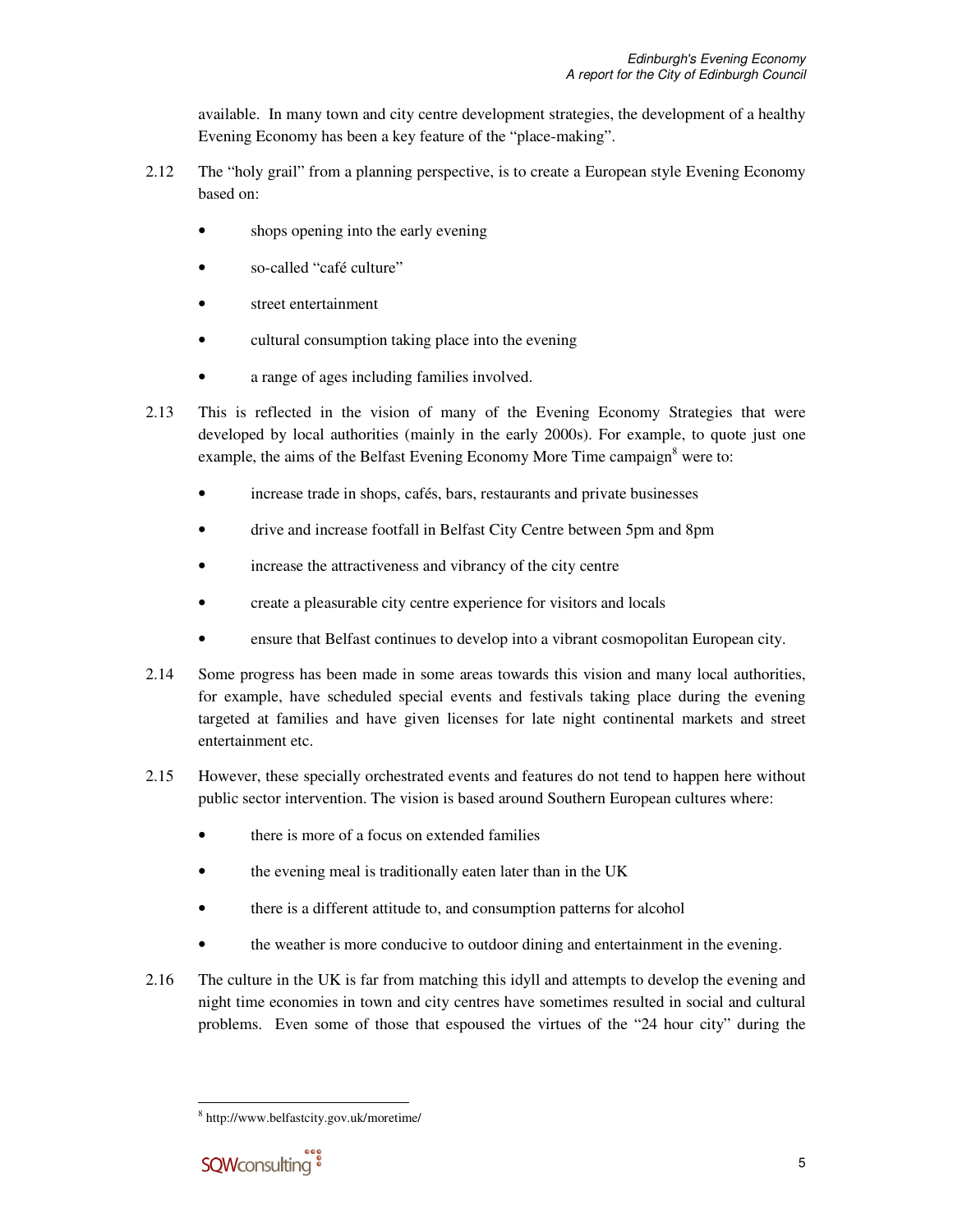available. In many town and city centre development strategies, the development of a healthy Evening Economy has been a key feature of the "place-making".

2.12 The "holy grail" from a planning perspective, is to create a European style Evening Economy based on:

- shops opening into the early evening
- so-called "café culture"
- street entertainment
- cultural consumption taking place into the evening
- a range of ages including families involved.

2.13 This is reflected in the vision of many of the Evening Economy Strategies that were developed by local authorities (mainly in the early 2000s). For example, to quote just one example, the aims of the Belfast Evening Economy More Time campaign[8] were to:

- increase trade in shops, cafés, bars, restaurants and private businesses
- drive and increase footfall in Belfast City Centre between 5pm and 8pm
- increase the attractiveness and vibrancy of the city centre
- create a pleasurable city centre experience for visitors and locals
- ensure that Belfast continues to develop into a vibrant cosmopolitan European city.

2.14 Some progress has been made in some areas towards this vision and many local authorities, for example, have scheduled special events and festivals taking place during the evening targeted at families and have given licenses for late night continental markets and street entertainment etc.

2.15 However, these specially orchestrated events and features do not tend to happen here without public sector intervention. The vision is based around Southern European cultures where:

- there is more of a focus on extended families
- the evening meal is traditionally eaten later than in the UK
- there is a different attitude to, and consumption patterns for alcohol
- the weather is more conducive to outdoor dining and entertainment in the evening.

2.16 The culture in the UK is far from matching this idyll and attempts to develop the evening and night time economies in town and city centres have sometimes resulted in social and cultural problems. Even some of those that espoused the virtues of the "24 hour city" during the

---

[8] http://www.belfastcity.gov.uk/moretime/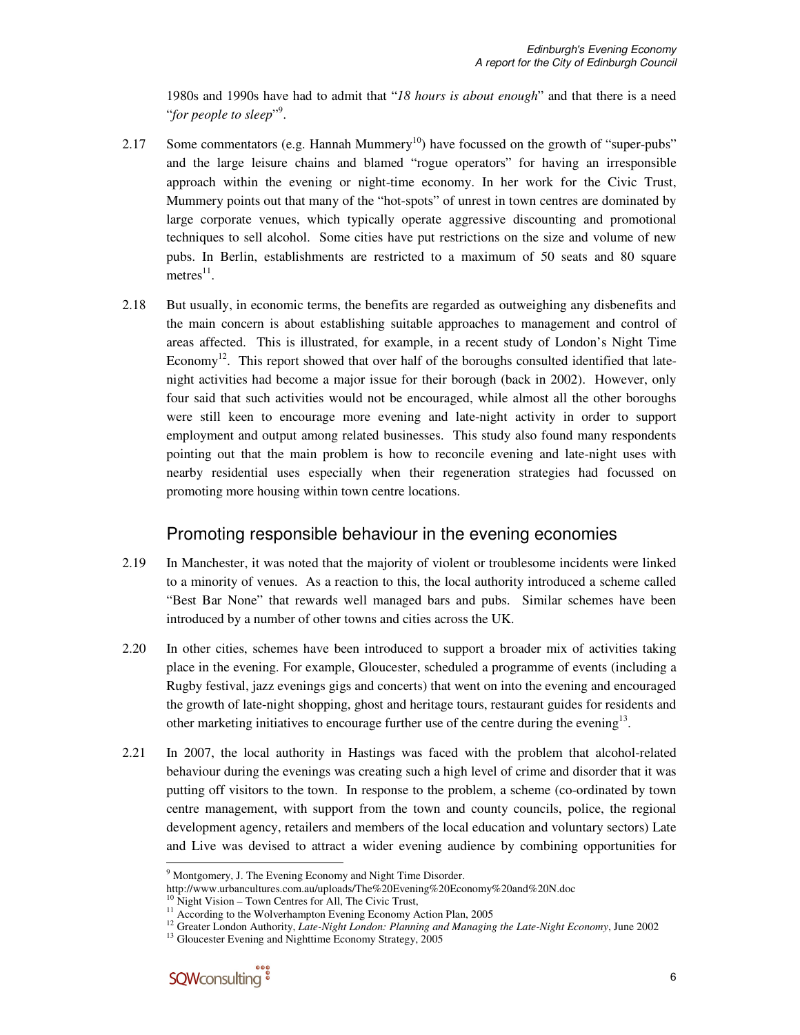1980s and 1990s have had to admit that "*18 hours is about enough*" and that there is a need "*for people to sleep*"[9].

2.17 Some commentators (e.g. Hannah Mummery[10]) have focussed on the growth of "super-pubs" and the large leisure chains and blamed "rogue operators" for having an irresponsible approach within the evening or night-time economy. In her work for the Civic Trust, Mummery points out that many of the "hot-spots" of unrest in town centres are dominated by large corporate venues, which typically operate aggressive discounting and promotional techniques to sell alcohol. Some cities have put restrictions on the size and volume of new pubs. In Berlin, establishments are restricted to a maximum of 50 seats and 80 square metres[11].

2.18 But usually, in economic terms, the benefits are regarded as outweighing any disbenefits and the main concern is about establishing suitable approaches to management and control of areas affected. This is illustrated, for example, in a recent study of London's Night Time Economy[12]. This report showed that over half of the boroughs consulted identified that late-night activities had become a major issue for their borough (back in 2002). However, only four said that such activities would not be encouraged, while almost all the other boroughs were still keen to encourage more evening and late-night activity in order to support employment and output among related businesses. This study also found many respondents pointing out that the main problem is how to reconcile evening and late-night uses with nearby residential uses especially when their regeneration strategies had focussed on promoting more housing within town centre locations.

## Promoting responsible behaviour in the evening economies

2.19 In Manchester, it was noted that the majority of violent or troublesome incidents were linked to a minority of venues. As a reaction to this, the local authority introduced a scheme called "Best Bar None" that rewards well managed bars and pubs. Similar schemes have been introduced by a number of other towns and cities across the UK.

2.20 In other cities, schemes have been introduced to support a broader mix of activities taking place in the evening. For example, Gloucester, scheduled a programme of events (including a Rugby festival, jazz evenings gigs and concerts) that went on into the evening and encouraged the growth of late-night shopping, ghost and heritage tours, restaurant guides for residents and other marketing initiatives to encourage further use of the centre during the evening[13].

2.21 In 2007, the local authority in Hastings was faced with the problem that alcohol-related behaviour during the evenings was creating such a high level of crime and disorder that it was putting off visitors to the town. In response to the problem, a scheme (co-ordinated by town centre management, with support from the town and county councils, police, the regional development agency, retailers and members of the local education and voluntary sectors) Late and Live was devised to attract a wider evening audience by combining opportunities for

---

[9] Montgomery, J. The Evening Economy and Night Time Disorder. http://www.urbancultures.com.au/uploads/The%20Evening%20Economy%20and%20N.doc

[10] Night Vision – Town Centres for All, The Civic Trust,

[11] According to the Wolverhampton Evening Economy Action Plan, 2005

[12] Greater London Authority, *Late-Night London: Planning and Managing the Late-Night Economy*, June 2002

[13] Gloucester Evening and Nighttime Economy Strategy, 2005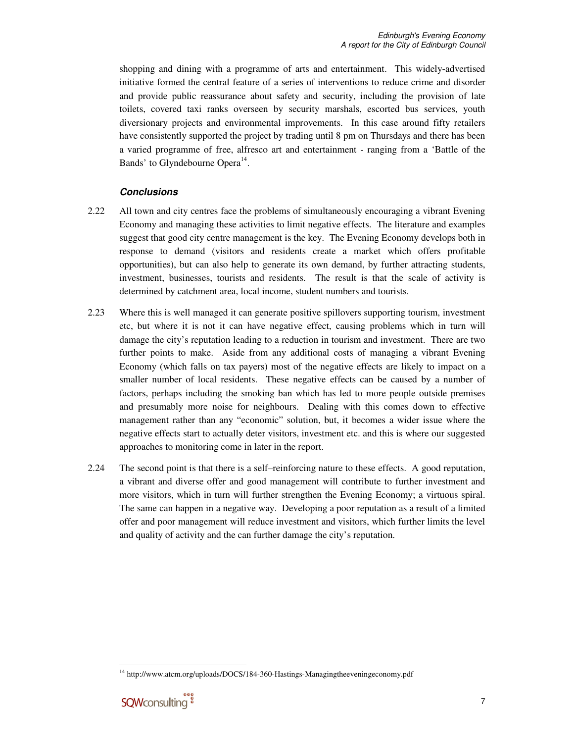shopping and dining with a programme of arts and entertainment. This widely-advertised initiative formed the central feature of a series of interventions to reduce crime and disorder and provide public reassurance about safety and security, including the provision of late toilets, covered taxi ranks overseen by security marshals, escorted bus services, youth diversionary projects and environmental improvements. In this case around fifty retailers have consistently supported the project by trading until 8 pm on Thursdays and there has been a varied programme of free, alfresco art and entertainment - ranging from a 'Battle of the Bands' to Glyndebourne Opera[14].

### *Conclusions*

2.22 All town and city centres face the problems of simultaneously encouraging a vibrant Evening Economy and managing these activities to limit negative effects. The literature and examples suggest that good city centre management is the key. The Evening Economy develops both in response to demand (visitors and residents create a market which offers profitable opportunities), but can also help to generate its own demand, by further attracting students, investment, businesses, tourists and residents. The result is that the scale of activity is determined by catchment area, local income, student numbers and tourists.

2.23 Where this is well managed it can generate positive spillovers supporting tourism, investment etc, but where it is not it can have negative effect, causing problems which in turn will damage the city's reputation leading to a reduction in tourism and investment. There are two further points to make. Aside from any additional costs of managing a vibrant Evening Economy (which falls on tax payers) most of the negative effects are likely to impact on a smaller number of local residents. These negative effects can be caused by a number of factors, perhaps including the smoking ban which has led to more people outside premises and presumably more noise for neighbours. Dealing with this comes down to effective management rather than any "economic" solution, but, it becomes a wider issue where the negative effects start to actually deter visitors, investment etc. and this is where our suggested approaches to monitoring come in later in the report.

2.24 The second point is that there is a self–reinforcing nature to these effects. A good reputation, a vibrant and diverse offer and good management will contribute to further investment and more visitors, which in turn will further strengthen the Evening Economy; a virtuous spiral. The same can happen in a negative way. Developing a poor reputation as a result of a limited offer and poor management will reduce investment and visitors, which further limits the level and quality of activity and the can further damage the city's reputation.

[14] http://www.atcm.org/uploads/DOCS/184-360-Hastings-Managingtheeveningeconomy.pdf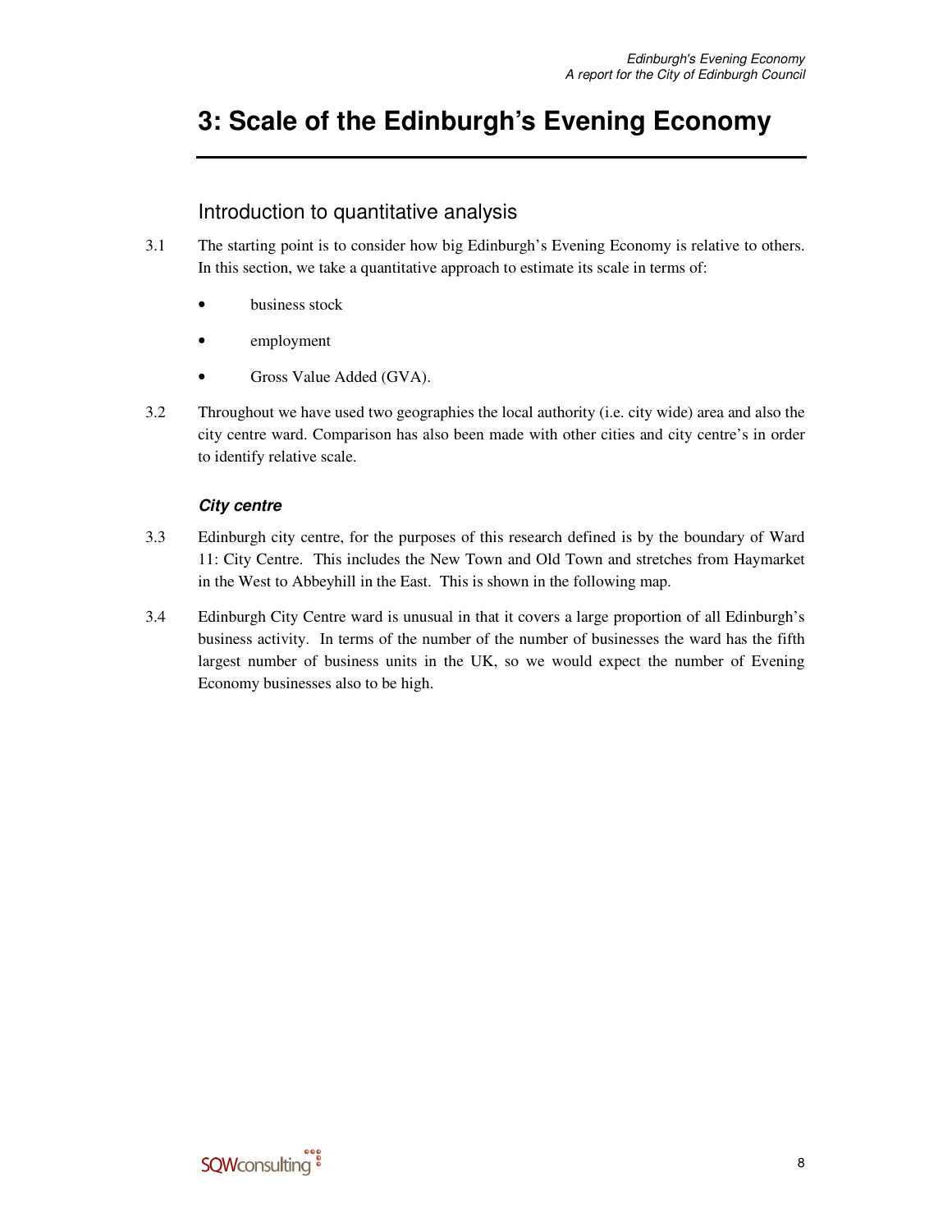# 3: Scale of the Edinburgh's Evening Economy

## Introduction to quantitative analysis

3.1 The starting point is to consider how big Edinburgh's Evening Economy is relative to others. In this section, we take a quantitative approach to estimate its scale in terms of:

- business stock
- employment
- Gross Value Added (GVA).

3.2 Throughout we have used two geographies the local authority (i.e. city wide) area and also the city centre ward. Comparison has also been made with other cities and city centre's in order to identify relative scale.

### *City centre*

3.3 Edinburgh city centre, for the purposes of this research defined is by the boundary of Ward 11: City Centre. This includes the New Town and Old Town and stretches from Haymarket in the West to Abbeyhill in the East. This is shown in the following map.

3.4 Edinburgh City Centre ward is unusual in that it covers a large proportion of all Edinburgh's business activity. In terms of the number of the number of businesses the ward has the fifth largest number of business units in the UK, so we would expect the number of Evening Economy businesses also to be high.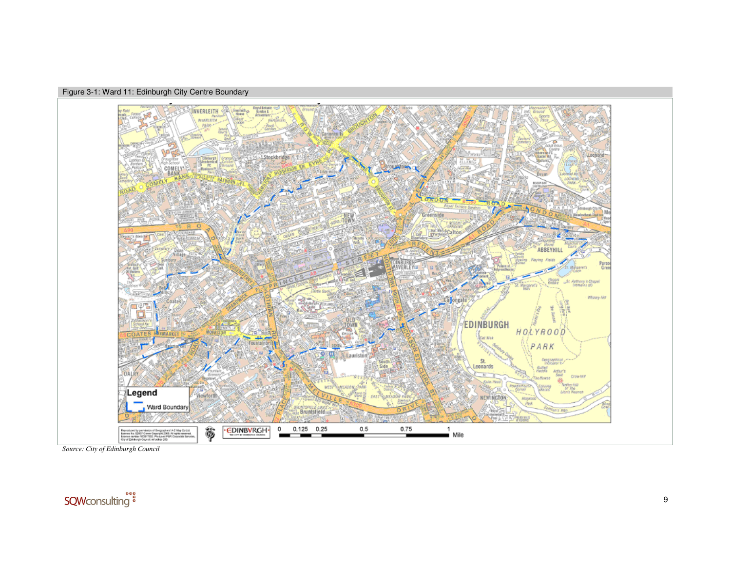Figure 3-1: Ward 11: Edinburgh City Centre Boundary

Legend

Ward Boundary

0 0.125 0.25 0.5 0.75 1 Mile

*Source: City of Edinburgh Council*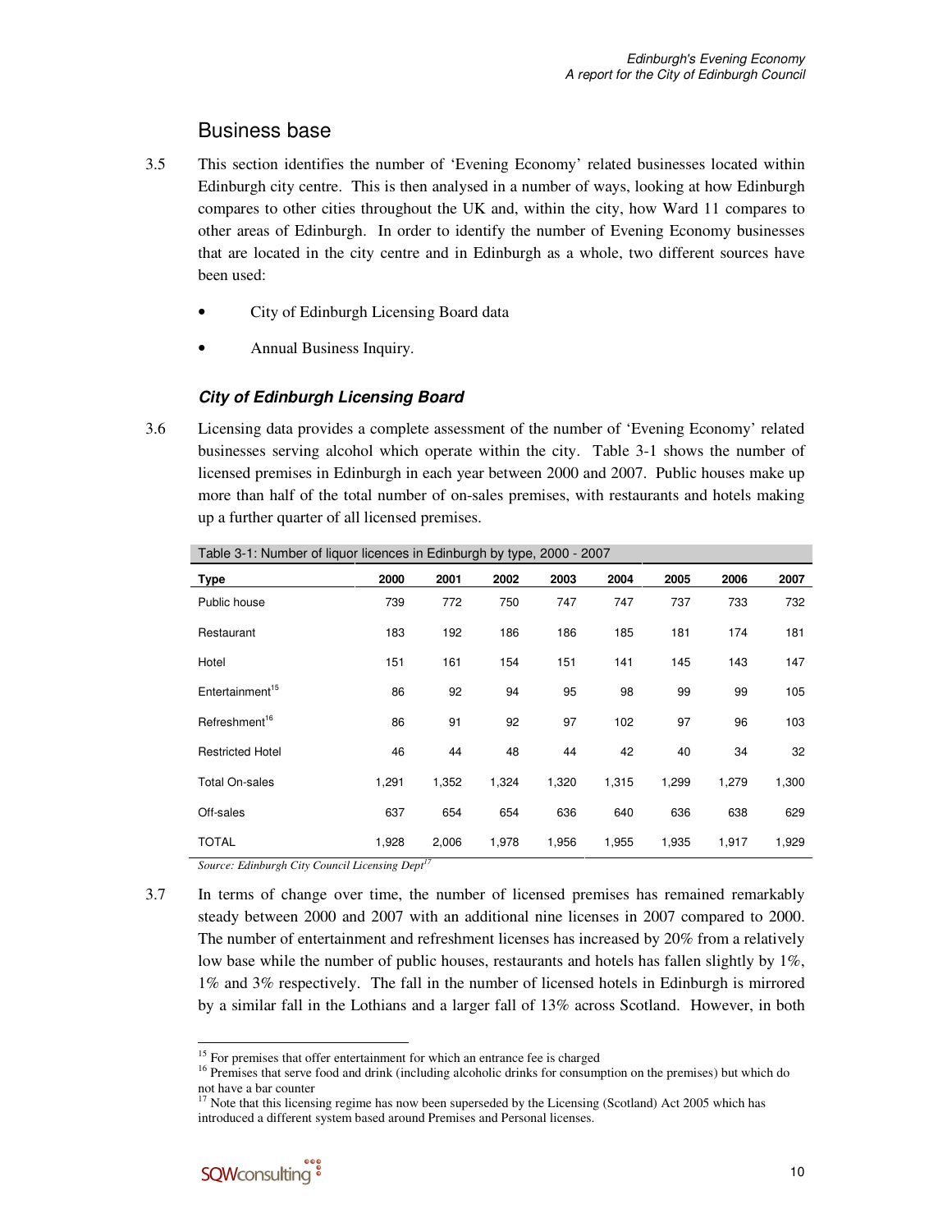## Business base

3.5 This section identifies the number of 'Evening Economy' related businesses located within Edinburgh city centre. This is then analysed in a number of ways, looking at how Edinburgh compares to other cities throughout the UK and, within the city, how Ward 11 compares to other areas of Edinburgh. In order to identify the number of Evening Economy businesses that are located in the city centre and in Edinburgh as a whole, two different sources have been used:

- City of Edinburgh Licensing Board data
- Annual Business Inquiry.

### *City of Edinburgh Licensing Board*

3.6 Licensing data provides a complete assessment of the number of 'Evening Economy' related businesses serving alcohol which operate within the city. Table 3-1 shows the number of licensed premises in Edinburgh in each year between 2000 and 2007. Public houses make up more than half of the total number of on-sales premises, with restaurants and hotels making up a further quarter of all licensed premises.

Table 3-1: Number of liquor licences in Edinburgh by type, 2000 - 2007

| Type | 2000 | 2001 | 2002 | 2003 | 2004 | 2005 | 2006 | 2007 |
|---|---|---|---|---|---|---|---|---|
| Public house | 739 | 772 | 750 | 747 | 747 | 737 | 733 | 732 |
| Restaurant | 183 | 192 | 186 | 186 | 185 | 181 | 174 | 181 |
| Hotel | 151 | 161 | 154 | 151 | 141 | 145 | 143 | 147 |
| Entertainment[15] | 86 | 92 | 94 | 95 | 98 | 99 | 99 | 105 |
| Refreshment[16] | 86 | 91 | 92 | 97 | 102 | 97 | 96 | 103 |
| Restricted Hotel | 46 | 44 | 48 | 44 | 42 | 40 | 34 | 32 |
| Total On-sales | 1,291 | 1,352 | 1,324 | 1,320 | 1,315 | 1,299 | 1,279 | 1,300 |
| Off-sales | 637 | 654 | 654 | 636 | 640 | 636 | 638 | 629 |
| TOTAL | 1,928 | 2,006 | 1,978 | 1,956 | 1,955 | 1,935 | 1,917 | 1,929 |

*Source: Edinburgh City Council Licensing Dept*[17]

3.7 In terms of change over time, the number of licensed premises has remained remarkably steady between 2000 and 2007 with an additional nine licenses in 2007 compared to 2000. The number of entertainment and refreshment licenses has increased by 20% from a relatively low base while the number of public houses, restaurants and hotels has fallen slightly by 1%, 1% and 3% respectively. The fall in the number of licensed hotels in Edinburgh is mirrored by a similar fall in the Lothians and a larger fall of 13% across Scotland. However, in both

---

[15] For premises that offer entertainment for which an entrance fee is charged

[16] Premises that serve food and drink (including alcoholic drinks for consumption on the premises) but which do not have a bar counter

[17] Note that this licensing regime has now been superseded by the Licensing (Scotland) Act 2005 which has introduced a different system based around Premises and Personal licenses.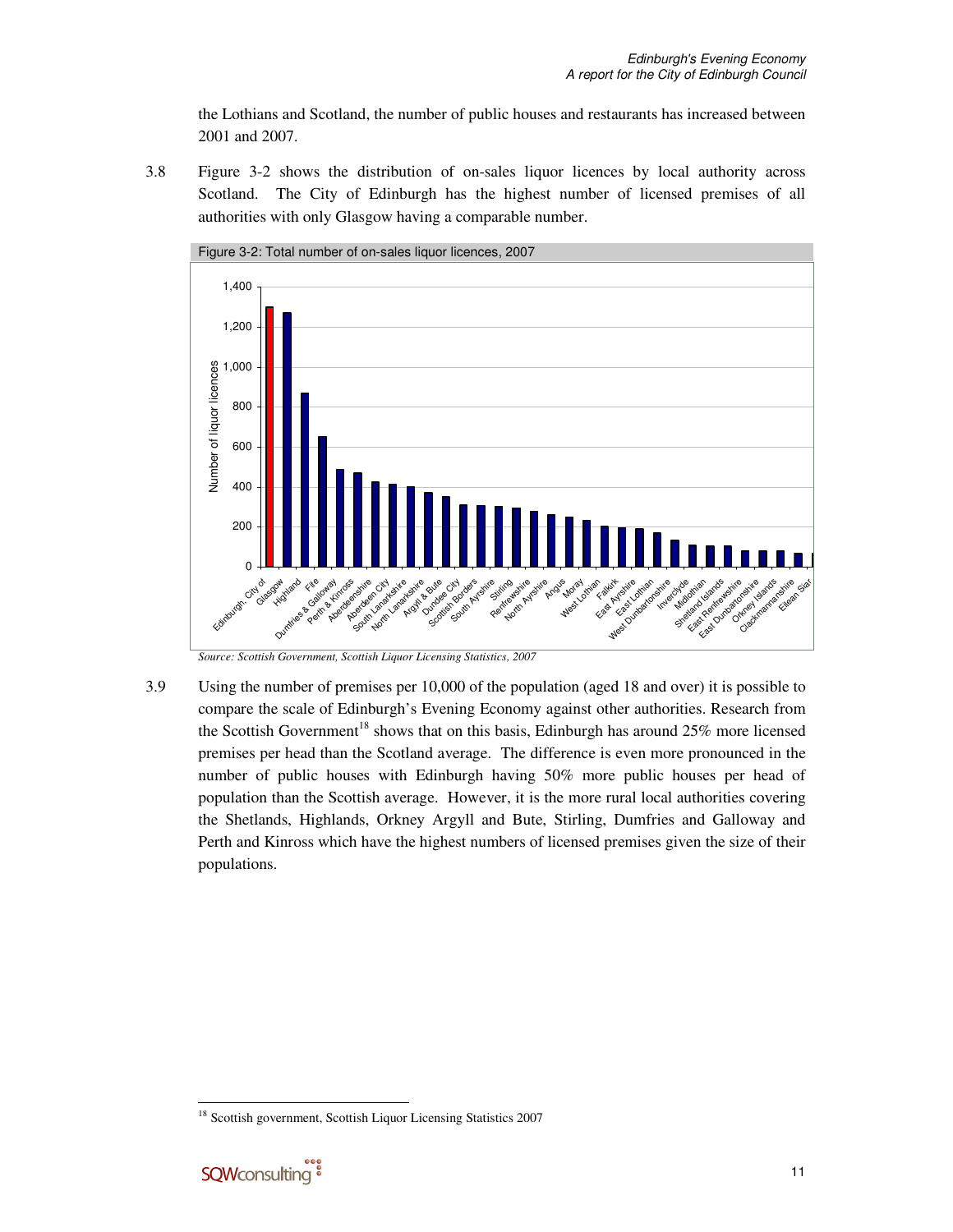the Lothians and Scotland, the number of public houses and restaurants has increased between 2001 and 2007.

3.8 Figure 3-2 shows the distribution of on-sales liquor licences by local authority across Scotland. The City of Edinburgh has the highest number of licensed premises of all authorities with only Glasgow having a comparable number.

Figure 3-2: Total number of on-sales liquor licences, 2007

Number of liquor licences

1,400
1,200
1,000
800
600
400
200
0

Edinburgh, City of
Glasgow
Highland
Fife
Dumfries & Galloway
Perth & Kinross
Aberdeenshire
Aberdeen City
South Lanarkshire
North Lanarkshire
Argyll & Bute
Dundee City
Scottish Borders
South Ayrshire
Stirling
Renfrewshire
North Ayrshire
Angus
Moray
West Lothian
Falkirk
East Ayrshire
East Lothian
West Dunbartonshire
Inverclyde
Midlothian
Shetland Islands
East Renfrewshire
East Dunbartonshire
Orkney Islands
Clackmannanshire
Eilean Siar

*Source: Scottish Government, Scottish Liquor Licensing Statistics, 2007*

3.9 Using the number of premises per 10,000 of the population (aged 18 and over) it is possible to compare the scale of Edinburgh's Evening Economy against other authorities. Research from the Scottish Government[18] shows that on this basis, Edinburgh has around 25% more licensed premises per head than the Scotland average. The difference is even more pronounced in the number of public houses with Edinburgh having 50% more public houses per head of population than the Scottish average. However, it is the more rural local authorities covering the Shetlands, Highlands, Orkney Argyll and Bute, Stirling, Dumfries and Galloway and Perth and Kinross which have the highest numbers of licensed premises given the size of their populations.

[18] Scottish government, Scottish Liquor Licensing Statistics 2007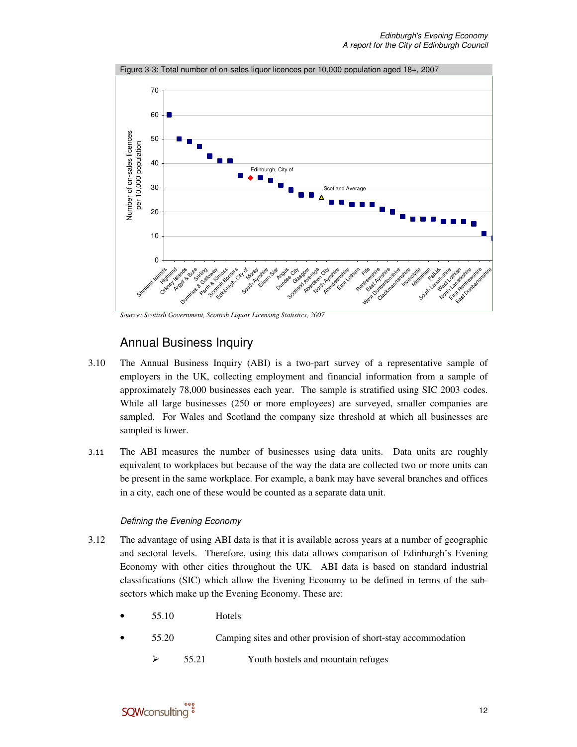Figure 3-3: Total number of on-sales liquor licences per 10,000 population aged 18+, 2007

Number of on-sales licences per 10,000 population

70
60
50
40
30
20
10
0

Edinburgh, City of

Scotland Average

Shetland Islands, Highland, Orkney Islands, Argyll & Bute, Stirling, Dumfries & Galloway, Perth & Kinross, Scottish Borders, Edinburgh, City of, Moray, South Ayrshire, Eilean Siar, Angus, Dundee City, Glasgow, Scotland Average, Aberdeen City, North Ayrshire, Aberdeenshire, East Lothian, Fife, Renfrewshire, East Ayrshire, West Dunbartonshire, Clackmannanshire, Inverclyde, Midlothian, Falkirk, South Lanarkshire, West Lothian, North Lanarkshire, East Renfrewshire, East Dunbartonshire

*Source: Scottish Government, Scottish Liquor Licensing Statistics, 2007*

## Annual Business Inquiry

3.10 The Annual Business Inquiry (ABI) is a two-part survey of a representative sample of employers in the UK, collecting employment and financial information from a sample of approximately 78,000 businesses each year. The sample is stratified using SIC 2003 codes. While all large businesses (250 or more employees) are surveyed, smaller companies are sampled. For Wales and Scotland the company size threshold at which all businesses are sampled is lower.

3.11 The ABI measures the number of businesses using data units. Data units are roughly equivalent to workplaces but because of the way the data are collected two or more units can be present in the same workplace. For example, a bank may have several branches and offices in a city, each one of these would be counted as a separate data unit.

### *Defining the Evening Economy*

3.12 The advantage of using ABI data is that it is available across years at a number of geographic and sectoral levels. Therefore, using this data allows comparison of Edinburgh's Evening Economy with other cities throughout the UK. ABI data is based on standard industrial classifications (SIC) which allow the Evening Economy to be defined in terms of the sub-sectors which make up the Evening Economy. These are:

- 55.10 Hotels
- 55.20 Camping sites and other provision of short-stay accommodation
  - 55.21 Youth hostels and mountain refuges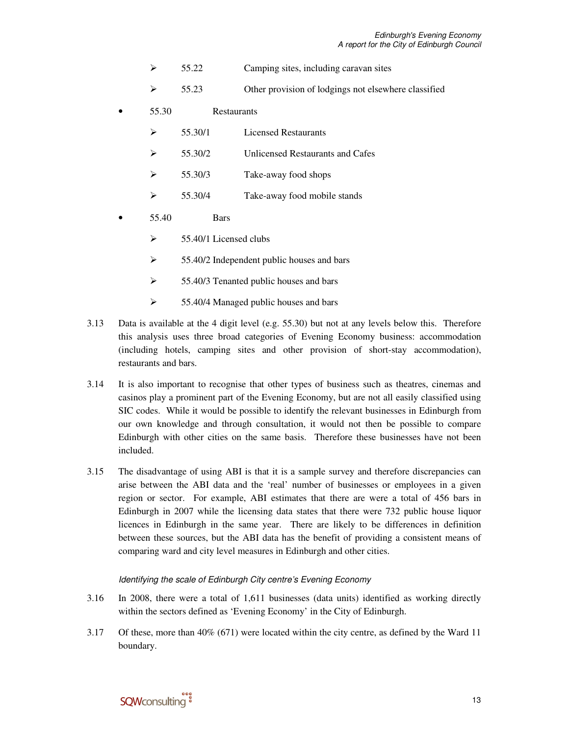- 55.22 Camping sites, including caravan sites
  - 55.23 Other provision of lodgings not elsewhere classified
- 55.30 Restaurants
  - 55.30/1 Licensed Restaurants
  - 55.30/2 Unlicensed Restaurants and Cafes
  - 55.30/3 Take-away food shops
  - 55.30/4 Take-away food mobile stands
- 55.40 Bars
  - 55.40/1 Licensed clubs
  - 55.40/2 Independent public houses and bars
  - 55.40/3 Tenanted public houses and bars
  - 55.40/4 Managed public houses and bars

3.13 Data is available at the 4 digit level (e.g. 55.30) but not at any levels below this. Therefore this analysis uses three broad categories of Evening Economy business: accommodation (including hotels, camping sites and other provision of short-stay accommodation), restaurants and bars.

3.14 It is also important to recognise that other types of business such as theatres, cinemas and casinos play a prominent part of the Evening Economy, but are not all easily classified using SIC codes. While it would be possible to identify the relevant businesses in Edinburgh from our own knowledge and through consultation, it would not then be possible to compare Edinburgh with other cities on the same basis. Therefore these businesses have not been included.

3.15 The disadvantage of using ABI is that it is a sample survey and therefore discrepancies can arise between the ABI data and the 'real' number of businesses or employees in a given region or sector. For example, ABI estimates that there are were a total of 456 bars in Edinburgh in 2007 while the licensing data states that there were 732 public house liquor licences in Edinburgh in the same year. There are likely to be differences in definition between these sources, but the ABI data has the benefit of providing a consistent means of comparing ward and city level measures in Edinburgh and other cities.

*Identifying the scale of Edinburgh City centre's Evening Economy*

3.16 In 2008, there were a total of 1,611 businesses (data units) identified as working directly within the sectors defined as 'Evening Economy' in the City of Edinburgh.

3.17 Of these, more than 40% (671) were located within the city centre, as defined by the Ward 11 boundary.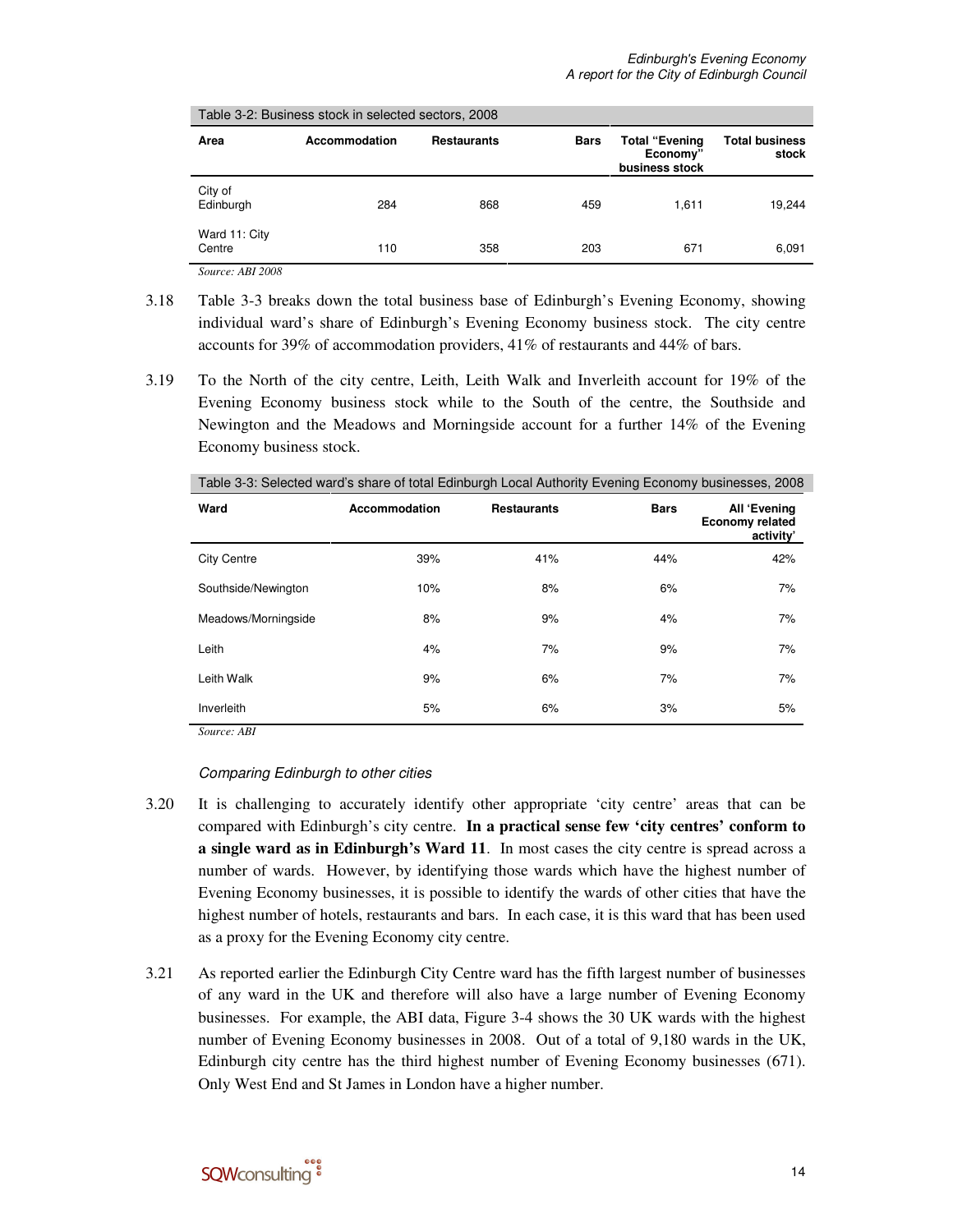Table 3-2: Business stock in selected sectors, 2008

| Area | Accommodation | Restaurants | Bars | Total "Evening Economy" business stock | Total business stock |
|---|---|---|---|---|---|
| City of Edinburgh | 284 | 868 | 459 | 1,611 | 19,244 |
| Ward 11: City Centre | 110 | 358 | 203 | 671 | 6,091 |

*Source: ABI 2008*

3.18 Table 3-3 breaks down the total business base of Edinburgh's Evening Economy, showing individual ward's share of Edinburgh's Evening Economy business stock. The city centre accounts for 39% of accommodation providers, 41% of restaurants and 44% of bars.

3.19 To the North of the city centre, Leith, Leith Walk and Inverleith account for 19% of the Evening Economy business stock while to the South of the centre, the Southside and Newington and the Meadows and Morningside account for a further 14% of the Evening Economy business stock.

Table 3-3: Selected ward's share of total Edinburgh Local Authority Evening Economy businesses, 2008

| Ward | Accommodation | Restaurants | Bars | All 'Evening Economy related activity' |
|---|---|---|---|---|
| City Centre | 39% | 41% | 44% | 42% |
| Southside/Newington | 10% | 8% | 6% | 7% |
| Meadows/Morningside | 8% | 9% | 4% | 7% |
| Leith | 4% | 7% | 9% | 7% |
| Leith Walk | 9% | 6% | 7% | 7% |
| Inverleith | 5% | 6% | 3% | 5% |

*Source: ABI*

*Comparing Edinburgh to other cities*

3.20 It is challenging to accurately identify other appropriate 'city centre' areas that can be compared with Edinburgh's city centre. **In a practical sense few 'city centres' conform to a single ward as in Edinburgh's Ward 11**. In most cases the city centre is spread across a number of wards. However, by identifying those wards which have the highest number of Evening Economy businesses, it is possible to identify the wards of other cities that have the highest number of hotels, restaurants and bars. In each case, it is this ward that has been used as a proxy for the Evening Economy city centre.

3.21 As reported earlier the Edinburgh City Centre ward has the fifth largest number of businesses of any ward in the UK and therefore will also have a large number of Evening Economy businesses. For example, the ABI data, Figure 3-4 shows the 30 UK wards with the highest number of Evening Economy businesses in 2008. Out of a total of 9,180 wards in the UK, Edinburgh city centre has the third highest number of Evening Economy businesses (671). Only West End and St James in London have a higher number.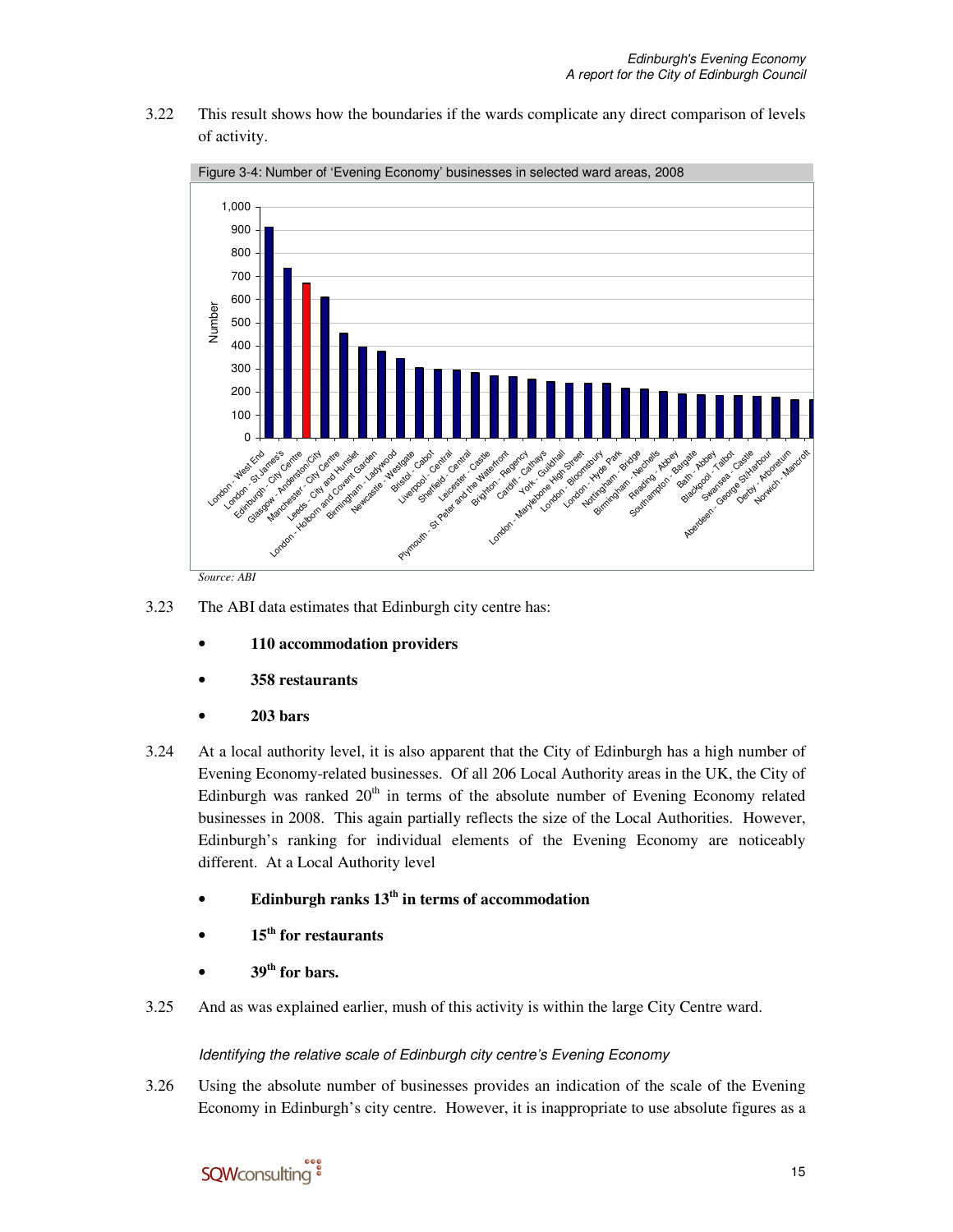3.22 This result shows how the boundaries if the wards complicate any direct comparison of levels of activity.

Figure 3-4: Number of 'Evening Economy' businesses in selected ward areas, 2008

Number

1,000
900
800
700
600
500
400
300
200
100
0

London - West End
London - St James's
Edinburgh - City Centre
Glasgow - Anderston/City
Manchester - City Centre
Leeds - City and Hunslet
London - Holborn and Covent Garden
Birmingham - Ladywood
Newcastle - Westgate
Bristol - Cabot
Liverpool - Central
Sheffield - Central
Leicester - Castle
Plymouth - St Peter and the Waterfront
Brighton - Regency
Cardiff - Cathays
York - Guildhall
London - Marylebone High Street
London - Bloomsbury
London - Hyde Park
Nottingham - Bridge
Birmingham - Nechells
Reading - Abbey
Southampton - Bargate
Bath - Abbey
Blackpool - Talbot
Swansea - Castle
Aberdeen - George St/Harbour
Derby - Arboretum
Norwich - Mancroft

*Source: ABI*

3.23 The ABI data estimates that Edinburgh city centre has:

- **110 accommodation providers**
- **358 restaurants**
- **203 bars**

3.24 At a local authority level, it is also apparent that the City of Edinburgh has a high number of Evening Economy-related businesses. Of all 206 Local Authority areas in the UK, the City of Edinburgh was ranked 20th in terms of the absolute number of Evening Economy related businesses in 2008. This again partially reflects the size of the Local Authorities. However, Edinburgh's ranking for individual elements of the Evening Economy are noticeably different. At a Local Authority level

- **Edinburgh ranks 13th in terms of accommodation**
- **15th for restaurants**
- **39th for bars.**

3.25 And as was explained earlier, mush of this activity is within the large City Centre ward.

*Identifying the relative scale of Edinburgh city centre's Evening Economy*

3.26 Using the absolute number of businesses provides an indication of the scale of the Evening Economy in Edinburgh's city centre. However, it is inappropriate to use absolute figures as a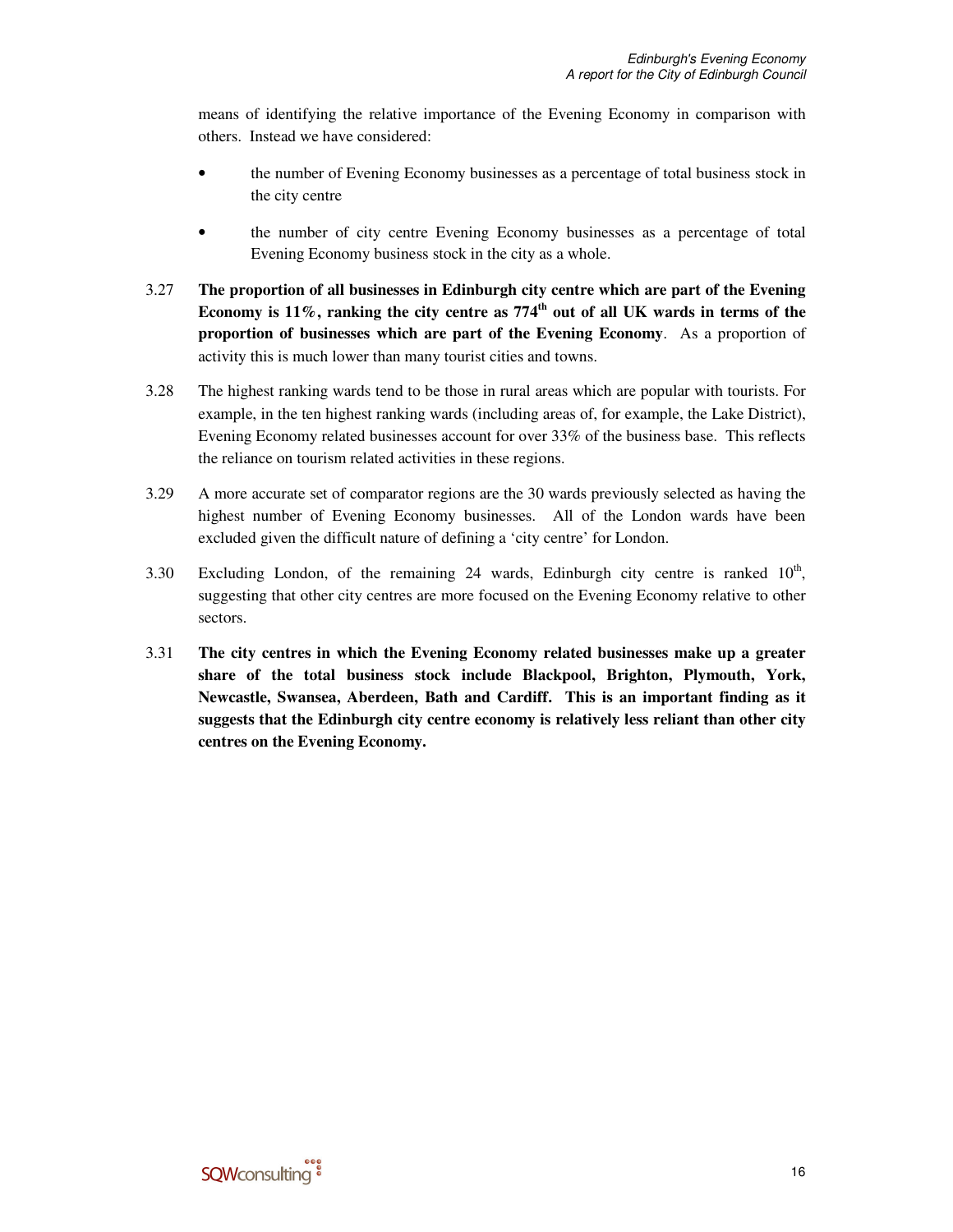means of identifying the relative importance of the Evening Economy in comparison with others. Instead we have considered:

- the number of Evening Economy businesses as a percentage of total business stock in the city centre
- the number of city centre Evening Economy businesses as a percentage of total Evening Economy business stock in the city as a whole.

3.27 **The proportion of all businesses in Edinburgh city centre which are part of the Evening Economy is 11%, ranking the city centre as 774th out of all UK wards in terms of the proportion of businesses which are part of the Evening Economy**. As a proportion of activity this is much lower than many tourist cities and towns.

3.28 The highest ranking wards tend to be those in rural areas which are popular with tourists. For example, in the ten highest ranking wards (including areas of, for example, the Lake District), Evening Economy related businesses account for over 33% of the business base. This reflects the reliance on tourism related activities in these regions.

3.29 A more accurate set of comparator regions are the 30 wards previously selected as having the highest number of Evening Economy businesses. All of the London wards have been excluded given the difficult nature of defining a 'city centre' for London.

3.30 Excluding London, of the remaining 24 wards, Edinburgh city centre is ranked 10th, suggesting that other city centres are more focused on the Evening Economy relative to other sectors.

3.31 **The city centres in which the Evening Economy related businesses make up a greater share of the total business stock include Blackpool, Brighton, Plymouth, York, Newcastle, Swansea, Aberdeen, Bath and Cardiff. This is an important finding as it suggests that the Edinburgh city centre economy is relatively less reliant than other city centres on the Evening Economy.**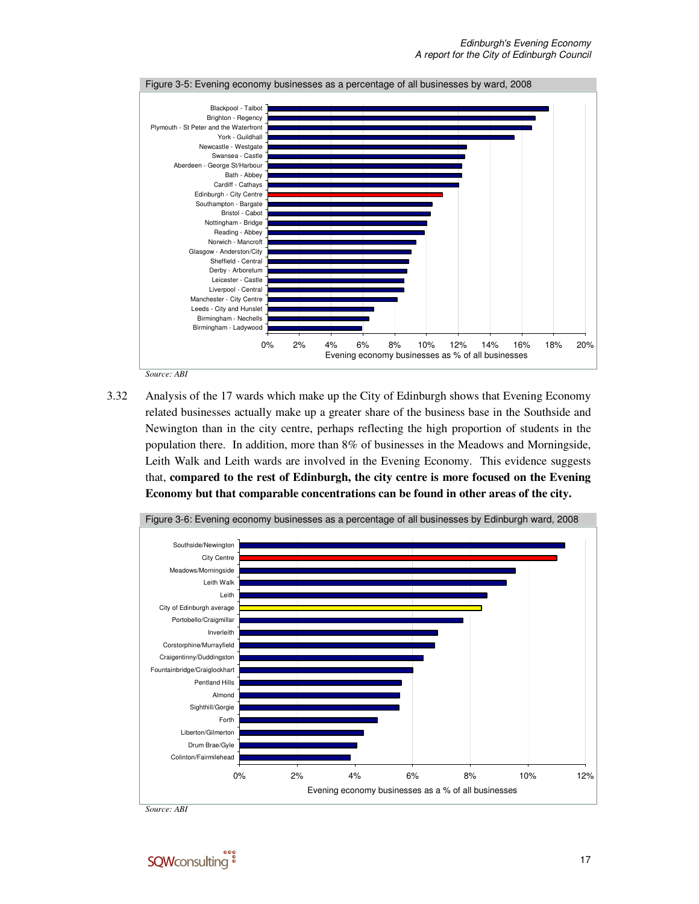Figure 3-5: Evening economy businesses as a percentage of all businesses by ward, 2008

Blackpool - Talbot
Brighton - Regency
Plymouth - St Peter and the Waterfront
York - Guildhall
Newcastle - Westgate
Swansea - Castle
Aberdeen - George St/Harbour
Bath - Abbey
Cardiff - Cathays
Edinburgh - City Centre
Southampton - Bargate
Bristol - Cabot
Nottingham - Bridge
Reading - Abbey
Norwich - Mancroft
Glasgow - Anderston/City
Sheffield - Central
Derby - Arboretum
Leicester - Castle
Liverpool - Central
Manchester - City Centre
Leeds - City and Hunslet
Birmingham - Nechells
Birmingham - Ladywood

0% 2% 4% 6% 8% 10% 12% 14% 16% 18% 20%

Evening economy businesses as % of all businesses

*Source: ABI*

3.32 Analysis of the 17 wards which make up the City of Edinburgh shows that Evening Economy related businesses actually make up a greater share of the business base in the Southside and Newington than in the city centre, perhaps reflecting the high proportion of students in the population there. In addition, more than 8% of businesses in the Meadows and Morningside, Leith Walk and Leith wards are involved in the Evening Economy. This evidence suggests that, **compared to the rest of Edinburgh, the city centre is more focused on the Evening Economy but that comparable concentrations can be found in other areas of the city.**

Figure 3-6: Evening economy businesses as a percentage of all businesses by Edinburgh ward, 2008

Southside/Newington
City Centre
Meadows/Morningside
Leith Walk
Leith
City of Edinburgh average
Portobello/Craigmillar
Inverleith
Corstorphine/Murrayfield
Craigentinny/Duddingston
Fountainbridge/Craiglockhart
Pentland Hills
Almond
Sighthill/Gorgie
Forth
Liberton/Gilmerton
Drum Brae/Gyle
Colinton/Fairmilehead

0% 2% 4% 6% 8% 10% 12%

Evening economy businesses as a % of all businesses

*Source: ABI*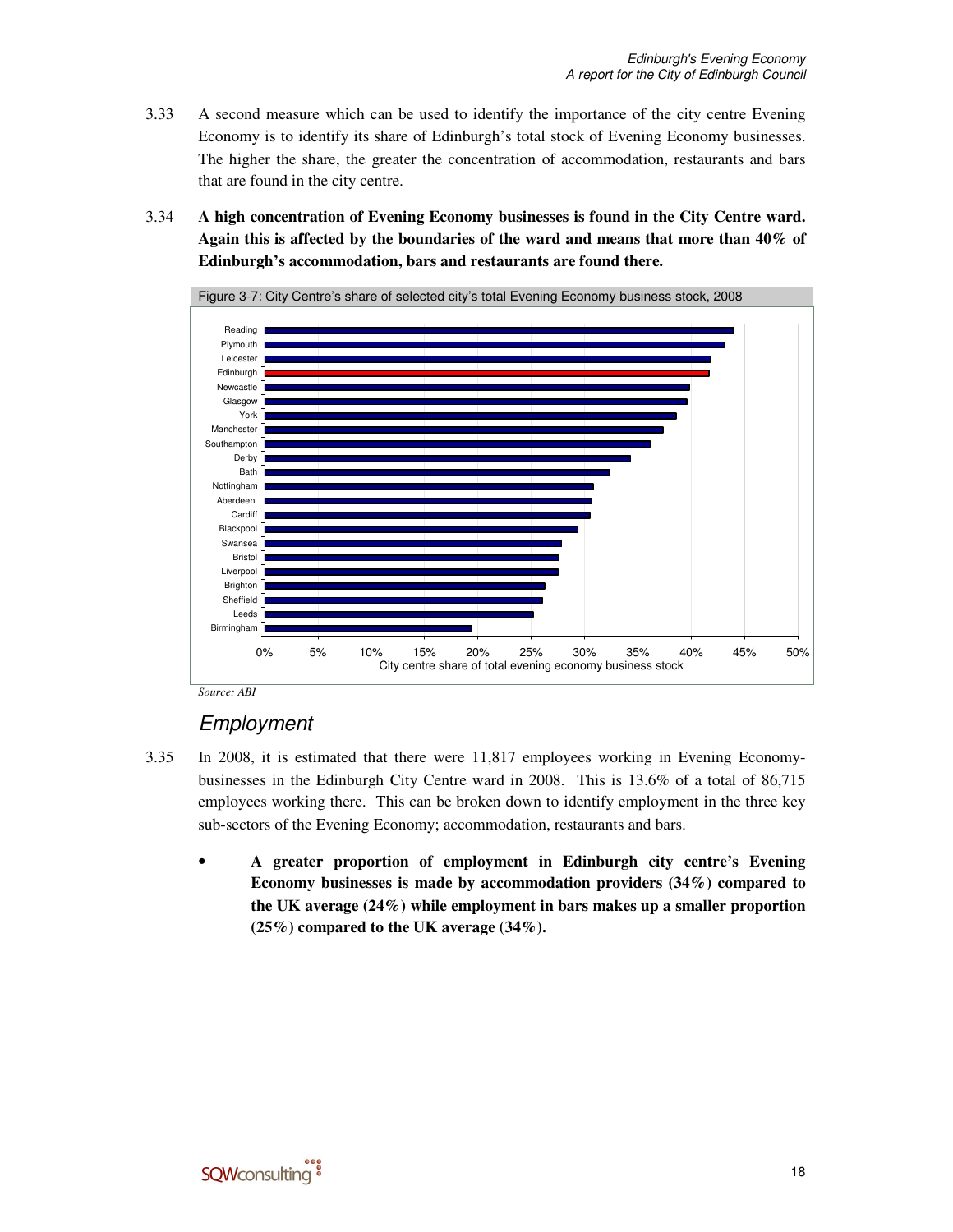3.33 A second measure which can be used to identify the importance of the city centre Evening Economy is to identify its share of Edinburgh's total stock of Evening Economy businesses. The higher the share, the greater the concentration of accommodation, restaurants and bars that are found in the city centre.

3.34 **A high concentration of Evening Economy businesses is found in the City Centre ward. Again this is affected by the boundaries of the ward and means that more than 40% of Edinburgh's accommodation, bars and restaurants are found there.**

Figure 3-7: City Centre's share of selected city's total Evening Economy business stock, 2008

Reading
Plymouth
Leicester
Edinburgh
Newcastle
Glasgow
York
Manchester
Southampton
Derby
Bath
Nottingham
Aberdeen
Cardiff
Blackpool
Swansea
Bristol
Liverpool
Brighton
Sheffield
Leeds
Birmingham

0% 5% 10% 15% 20% 25% 30% 35% 40% 45% 50%

City centre share of total evening economy business stock

*Source: ABI*

## *Employment*

3.35 In 2008, it is estimated that there were 11,817 employees working in Evening Economy-businesses in the Edinburgh City Centre ward in 2008. This is 13.6% of a total of 86,715 employees working there. This can be broken down to identify employment in the three key sub-sectors of the Evening Economy; accommodation, restaurants and bars.

- **A greater proportion of employment in Edinburgh city centre's Evening Economy businesses is made by accommodation providers (34%) compared to the UK average (24%) while employment in bars makes up a smaller proportion (25%) compared to the UK average (34%).**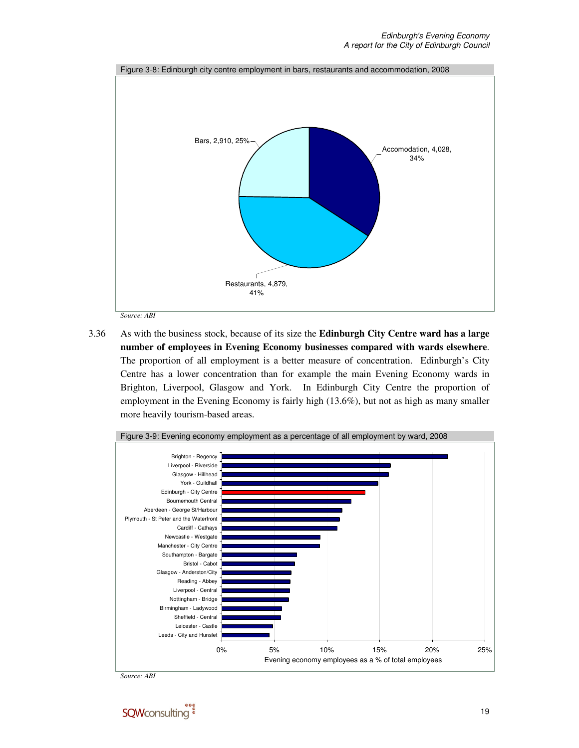Figure 3-8: Edinburgh city centre employment in bars, restaurants and accommodation, 2008

Bars, 2,910, 25%

Accomodation, 4,028, 34%

Restaurants, 4,879, 41%

*Source: ABI*

3.36 As with the business stock, because of its size the **Edinburgh City Centre ward has a large number of employees in Evening Economy businesses compared with wards elsewhere**. The proportion of all employment is a better measure of concentration. Edinburgh's City Centre has a lower concentration than for example the main Evening Economy wards in Brighton, Liverpool, Glasgow and York. In Edinburgh City Centre the proportion of employment in the Evening Economy is fairly high (13.6%), but not as high as many smaller more heavily tourism-based areas.

Figure 3-9: Evening economy employment as a percentage of all employment by ward, 2008

Brighton - Regency
Liverpool - Riverside
Glasgow - Hillhead
York - Guildhall
Edinburgh - City Centre
Bournemouth Central
Aberdeen - George St/Harbour
Plymouth - St Peter and the Waterfront
Cardiff - Cathays
Newcastle - Westgate
Manchester - City Centre
Southampton - Bargate
Bristol - Cabot
Glasgow - Anderston/City
Reading - Abbey
Liverpool - Central
Nottingham - Bridge
Birmingham - Ladywood
Sheffield - Central
Leicester - Castle
Leeds - City and Hunslet

0% 5% 10% 15% 20% 25%

Evening economy employees as a % of total employees

*Source: ABI*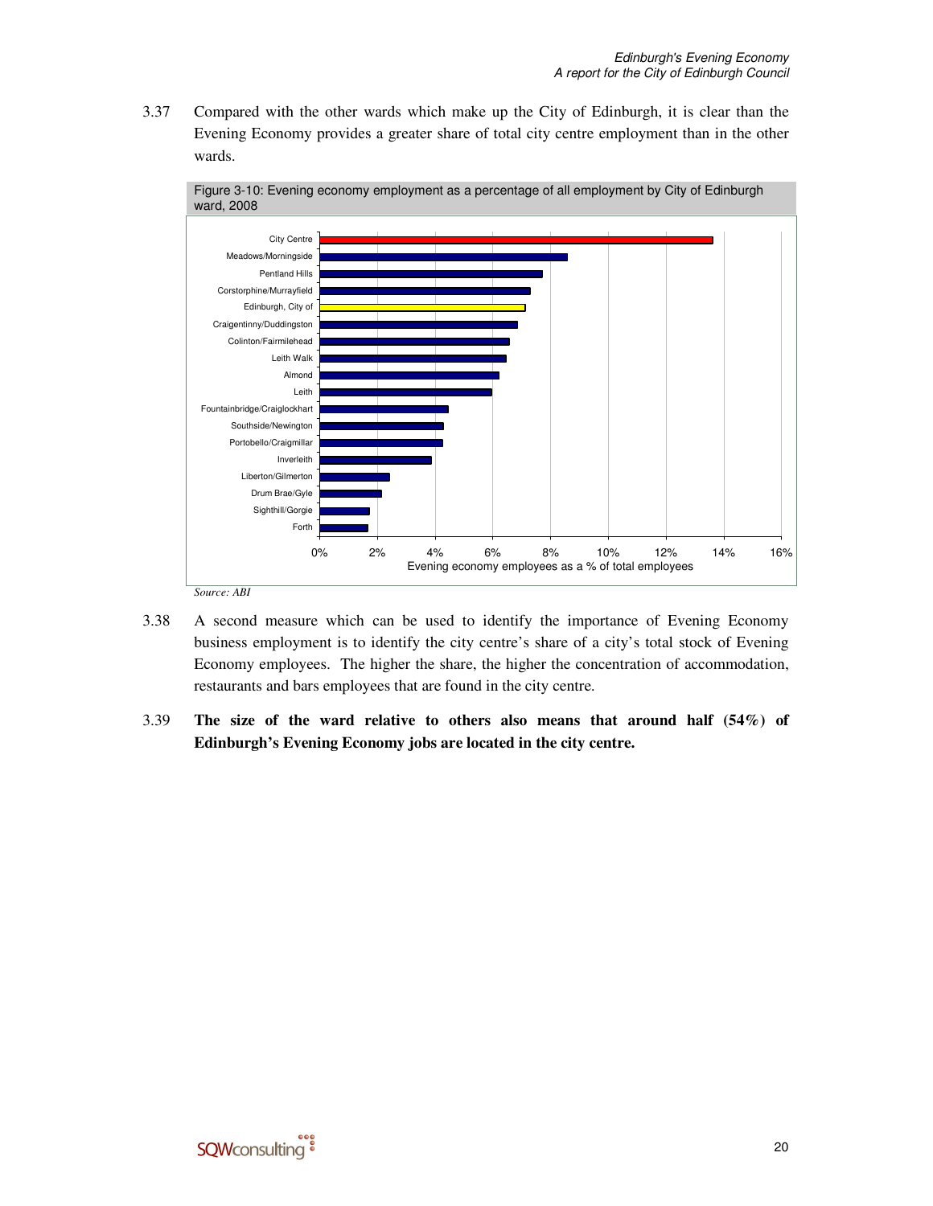3.37 Compared with the other wards which make up the City of Edinburgh, it is clear than the Evening Economy provides a greater share of total city centre employment than in the other wards.

Figure 3-10: Evening economy employment as a percentage of all employment by City of Edinburgh ward, 2008

City Centre
Meadows/Morningside
Pentland Hills
Corstorphine/Murrayfield
Edinburgh, City of
Craigentinny/Duddingston
Colinton/Fairmilehead
Leith Walk
Almond
Leith
Fountainbridge/Craiglockhart
Southside/Newington
Portobello/Craigmillar
Inverleith
Liberton/Gilmerton
Drum Brae/Gyle
Sighthill/Gorgie
Forth

0% 2% 4% 6% 8% 10% 12% 14% 16%

Evening economy employees as a % of total employees

*Source: ABI*

3.38 A second measure which can be used to identify the importance of Evening Economy business employment is to identify the city centre's share of a city's total stock of Evening Economy employees. The higher the share, the higher the concentration of accommodation, restaurants and bars employees that are found in the city centre.

3.39 **The size of the ward relative to others also means that around half (54%) of Edinburgh's Evening Economy jobs are located in the city centre.**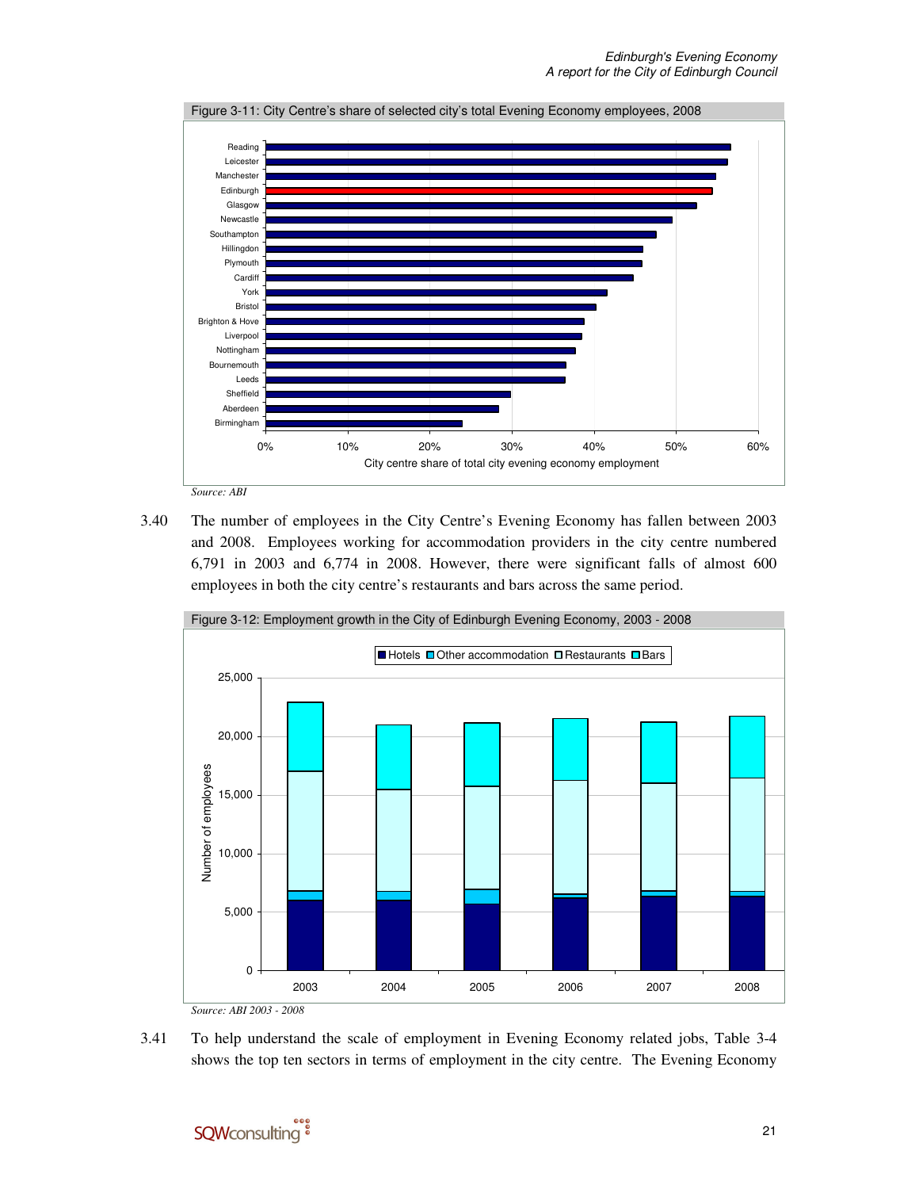Figure 3-11: City Centre's share of selected city's total Evening Economy employees, 2008

Reading
Leicester
Manchester
Edinburgh
Glasgow
Newcastle
Southampton
Hillingdon
Plymouth
Cardiff
York
Bristol
Brighton & Hove
Liverpool
Nottingham
Bournemouth
Leeds
Sheffield
Aberdeen
Birmingham

0% 10% 20% 30% 40% 50% 60%

City centre share of total city evening economy employment

*Source: ABI*

3.40 The number of employees in the City Centre's Evening Economy has fallen between 2003 and 2008. Employees working for accommodation providers in the city centre numbered 6,791 in 2003 and 6,774 in 2008. However, there were significant falls of almost 600 employees in both the city centre's restaurants and bars across the same period.

Figure 3-12: Employment growth in the City of Edinburgh Evening Economy, 2003 - 2008

Hotels, Other accommodation, Restaurants, Bars

Number of employees

0
5,000
10,000
15,000
20,000
25,000

2003 2004 2005 2006 2007 2008

*Source: ABI 2003 - 2008*

3.41 To help understand the scale of employment in Evening Economy related jobs, Table 3-4 shows the top ten sectors in terms of employment in the city centre. The Evening Economy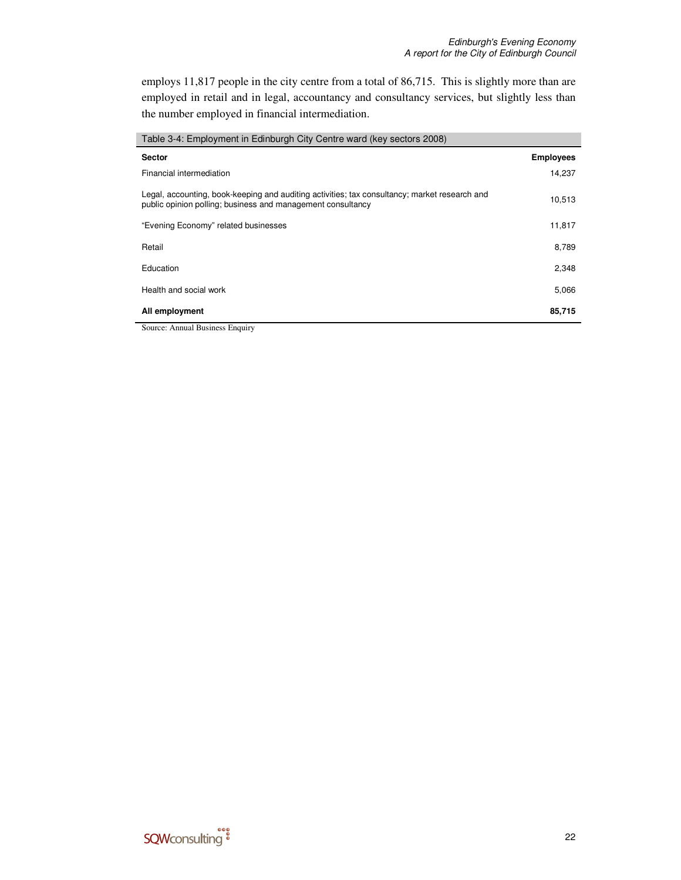employs 11,817 people in the city centre from a total of 86,715. This is slightly more than are employed in retail and in legal, accountancy and consultancy services, but slightly less than the number employed in financial intermediation.

Table 3-4: Employment in Edinburgh City Centre ward (key sectors 2008)

| Sector | Employees |
|---|---|
| Financial intermediation | 14,237 |
| Legal, accounting, book-keeping and auditing activities; tax consultancy; market research and public opinion polling; business and management consultancy | 10,513 |
| "Evening Economy" related businesses | 11,817 |
| Retail | 8,789 |
| Education | 2,348 |
| Health and social work | 5,066 |
| **All employment** | **85,715** |

Source: Annual Business Enquiry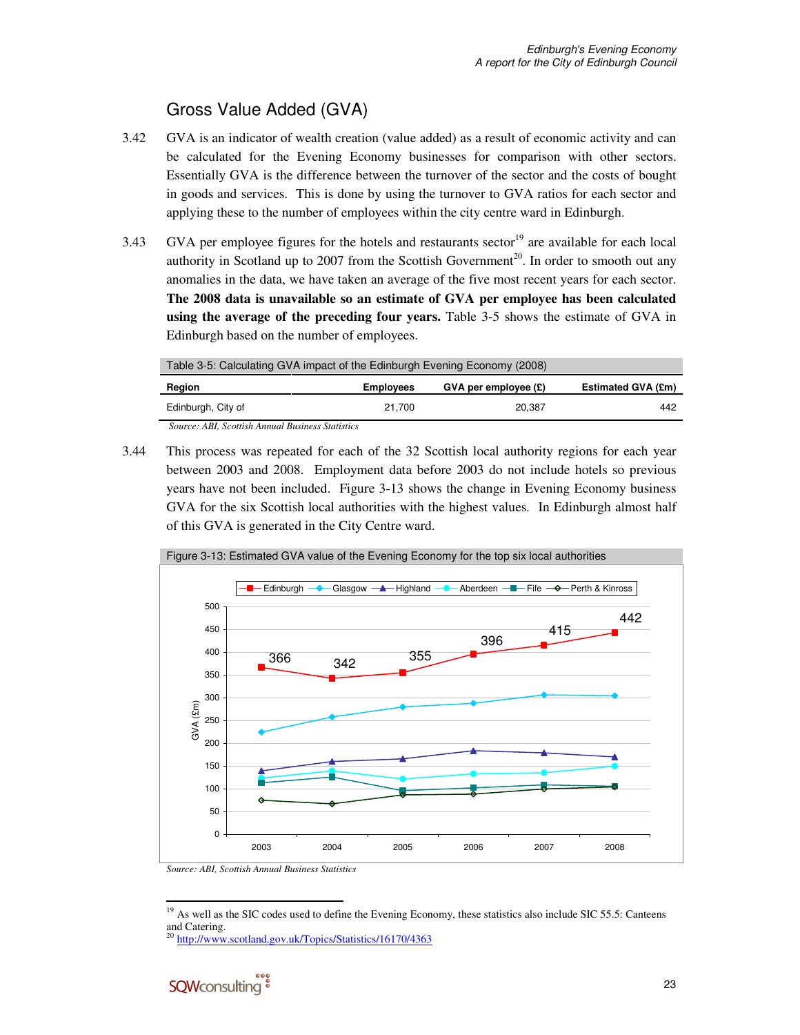## Gross Value Added (GVA)

3.42 GVA is an indicator of wealth creation (value added) as a result of economic activity and can be calculated for the Evening Economy businesses for comparison with other sectors. Essentially GVA is the difference between the turnover of the sector and the costs of bought in goods and services. This is done by using the turnover to GVA ratios for each sector and applying these to the number of employees within the city centre ward in Edinburgh.

3.43 GVA per employee figures for the hotels and restaurants sector[19] are available for each local authority in Scotland up to 2007 from the Scottish Government[20]. In order to smooth out any anomalies in the data, we have taken an average of the five most recent years for each sector. **The 2008 data is unavailable so an estimate of GVA per employee has been calculated using the average of the preceding four years.** Table 3-5 shows the estimate of GVA in Edinburgh based on the number of employees.

Table 3-5: Calculating GVA impact of the Edinburgh Evening Economy (2008)

| Region | Employees | GVA per employee (£) | Estimated GVA (£m) |
|---|---|---|---|
| Edinburgh, City of | 21,700 | 20,387 | 442 |

*Source: ABI, Scottish Annual Business Statistics*

3.44 This process was repeated for each of the 32 Scottish local authority regions for each year between 2003 and 2008. Employment data before 2003 do not include hotels so previous years have not been included. Figure 3-13 shows the change in Evening Economy business GVA for the six Scottish local authorities with the highest values. In Edinburgh almost half of this GVA is generated in the City Centre ward.

Figure 3-13: Estimated GVA value of the Evening Economy for the top six local authorities

Edinburgh, Glasgow, Highland, Aberdeen, Fife, Perth & Kinross

GVA (£m)

0, 50, 100, 150, 200, 250, 300, 350, 400, 450, 500

2003, 2004, 2005, 2006, 2007, 2008

366, 342, 355, 396, 415, 442

*Source: ABI, Scottish Annual Business Statistics*

---

[19] As well as the SIC codes used to define the Evening Economy, these statistics also include SIC 55.5: Canteens and Catering.

[20] http://www.scotland.gov.uk/Topics/Statistics/16170/4363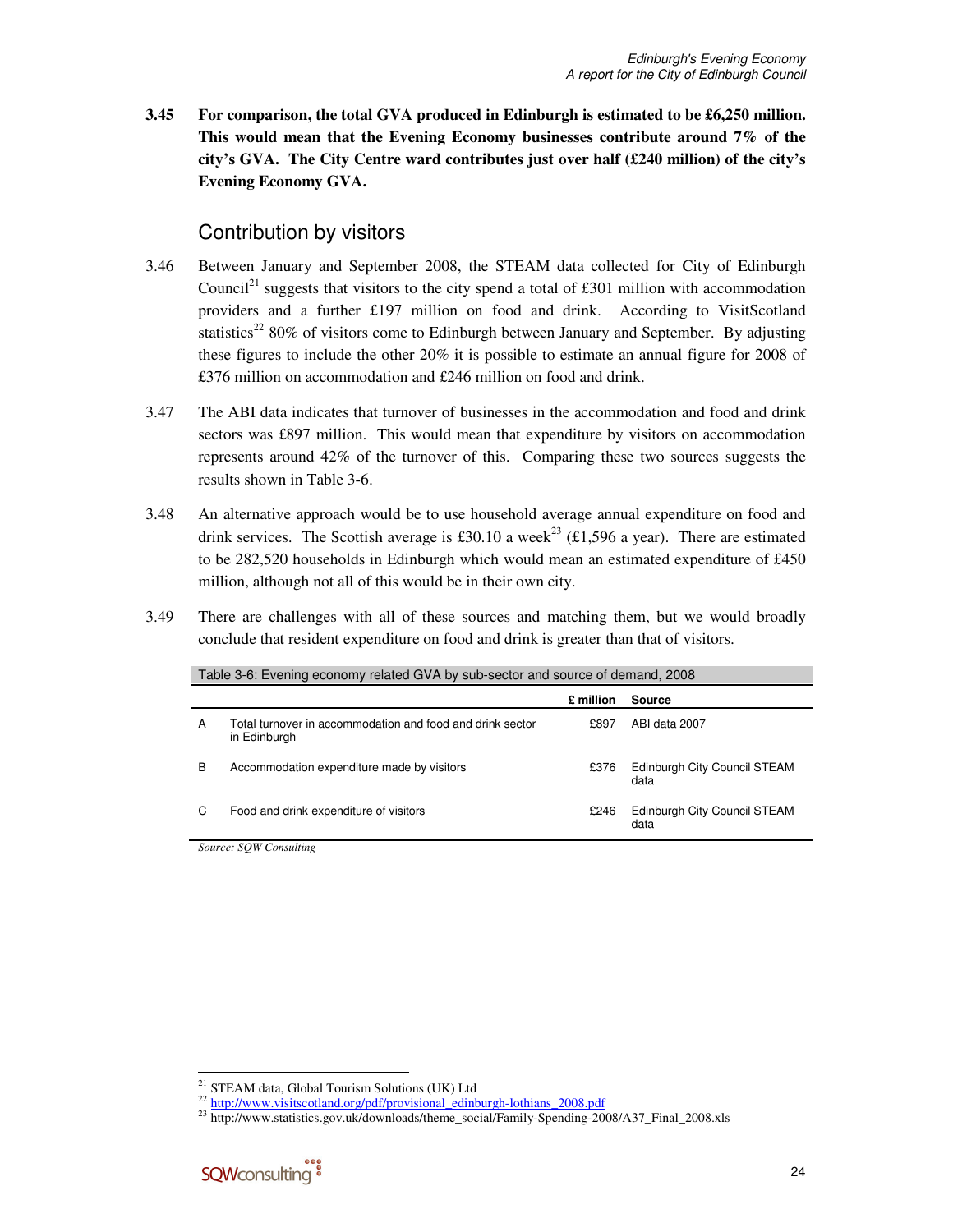**3.45 For comparison, the total GVA produced in Edinburgh is estimated to be £6,250 million. This would mean that the Evening Economy businesses contribute around 7% of the city's GVA. The City Centre ward contributes just over half (£240 million) of the city's Evening Economy GVA.**

## Contribution by visitors

3.46 Between January and September 2008, the STEAM data collected for City of Edinburgh Council[21] suggests that visitors to the city spend a total of £301 million with accommodation providers and a further £197 million on food and drink. According to VisitScotland statistics[22] 80% of visitors come to Edinburgh between January and September. By adjusting these figures to include the other 20% it is possible to estimate an annual figure for 2008 of £376 million on accommodation and £246 million on food and drink.

3.47 The ABI data indicates that turnover of businesses in the accommodation and food and drink sectors was £897 million. This would mean that expenditure by visitors on accommodation represents around 42% of the turnover of this. Comparing these two sources suggests the results shown in Table 3-6.

3.48 An alternative approach would be to use household average annual expenditure on food and drink services. The Scottish average is £30.10 a week[23] (£1,596 a year). There are estimated to be 282,520 households in Edinburgh which would mean an estimated expenditure of £450 million, although not all of this would be in their own city.

3.49 There are challenges with all of these sources and matching them, but we would broadly conclude that resident expenditure on food and drink is greater than that of visitors.

Table 3-6: Evening economy related GVA by sub-sector and source of demand, 2008

| | | £ million | Source |
|---|---|---|---|
| A | Total turnover in accommodation and food and drink sector in Edinburgh | £897 | ABI data 2007 |
| B | Accommodation expenditure made by visitors | £376 | Edinburgh City Council STEAM data |
| C | Food and drink expenditure of visitors | £246 | Edinburgh City Council STEAM data |

*Source: SQW Consulting*

---

[21] STEAM data, Global Tourism Solutions (UK) Ltd

[22] http://www.visitscotland.org/pdf/provisional_edinburgh-lothians_2008.pdf

[23] http://www.statistics.gov.uk/downloads/theme_social/Family-Spending-2008/A37_Final_2008.xls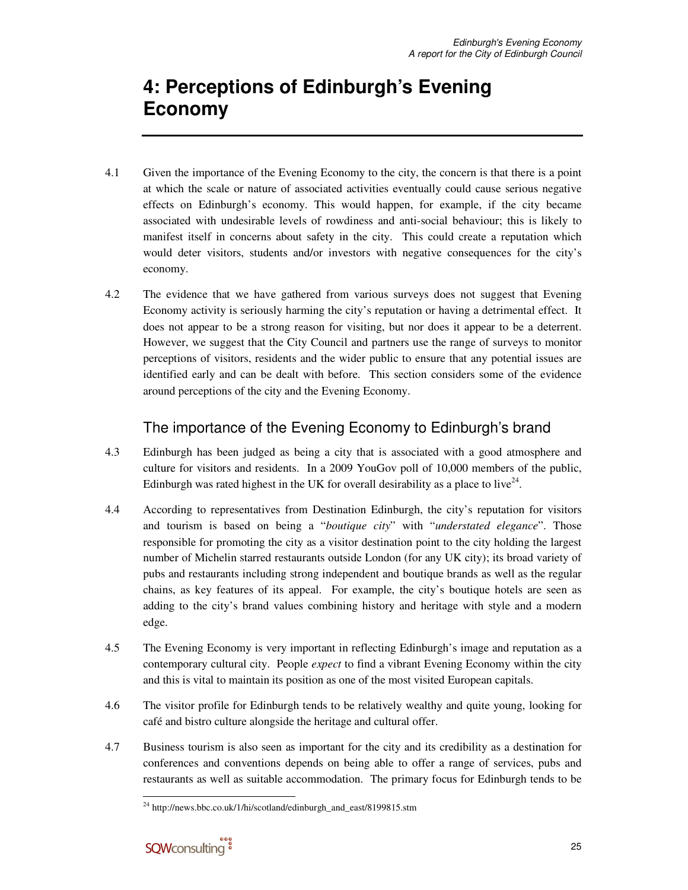# 4: Perceptions of Edinburgh's Evening Economy

4.1 Given the importance of the Evening Economy to the city, the concern is that there is a point at which the scale or nature of associated activities eventually could cause serious negative effects on Edinburgh's economy. This would happen, for example, if the city became associated with undesirable levels of rowdiness and anti-social behaviour; this is likely to manifest itself in concerns about safety in the city. This could create a reputation which would deter visitors, students and/or investors with negative consequences for the city's economy.

4.2 The evidence that we have gathered from various surveys does not suggest that Evening Economy activity is seriously harming the city's reputation or having a detrimental effect. It does not appear to be a strong reason for visiting, but nor does it appear to be a deterrent. However, we suggest that the City Council and partners use the range of surveys to monitor perceptions of visitors, residents and the wider public to ensure that any potential issues are identified early and can be dealt with before. This section considers some of the evidence around perceptions of the city and the Evening Economy.

## The importance of the Evening Economy to Edinburgh's brand

4.3 Edinburgh has been judged as being a city that is associated with a good atmosphere and culture for visitors and residents. In a 2009 YouGov poll of 10,000 members of the public, Edinburgh was rated highest in the UK for overall desirability as a place to live[24].

4.4 According to representatives from Destination Edinburgh, the city's reputation for visitors and tourism is based on being a "*boutique city*" with "*understated elegance*". Those responsible for promoting the city as a visitor destination point to the city holding the largest number of Michelin starred restaurants outside London (for any UK city); its broad variety of pubs and restaurants including strong independent and boutique brands as well as the regular chains, as key features of its appeal. For example, the city's boutique hotels are seen as adding to the city's brand values combining history and heritage with style and a modern edge.

4.5 The Evening Economy is very important in reflecting Edinburgh's image and reputation as a contemporary cultural city. People *expect* to find a vibrant Evening Economy within the city and this is vital to maintain its position as one of the most visited European capitals.

4.6 The visitor profile for Edinburgh tends to be relatively wealthy and quite young, looking for café and bistro culture alongside the heritage and cultural offer.

4.7 Business tourism is also seen as important for the city and its credibility as a destination for conferences and conventions depends on being able to offer a range of services, pubs and restaurants as well as suitable accommodation. The primary focus for Edinburgh tends to be

[24] http://news.bbc.co.uk/1/hi/scotland/edinburgh_and_east/8199815.stm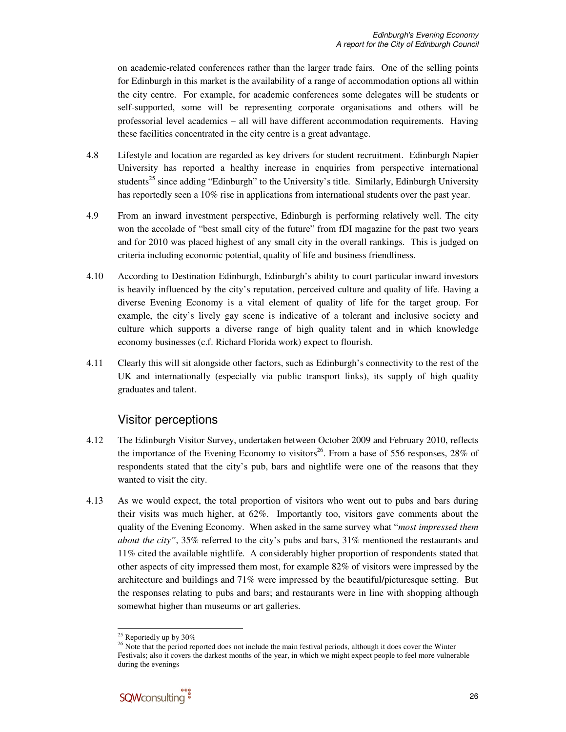on academic-related conferences rather than the larger trade fairs. One of the selling points for Edinburgh in this market is the availability of a range of accommodation options all within the city centre. For example, for academic conferences some delegates will be students or self-supported, some will be representing corporate organisations and others will be professorial level academics – all will have different accommodation requirements. Having these facilities concentrated in the city centre is a great advantage.

4.8 Lifestyle and location are regarded as key drivers for student recruitment. Edinburgh Napier University has reported a healthy increase in enquiries from perspective international students[25] since adding "Edinburgh" to the University's title. Similarly, Edinburgh University has reportedly seen a 10% rise in applications from international students over the past year.

4.9 From an inward investment perspective, Edinburgh is performing relatively well. The city won the accolade of "best small city of the future" from fDI magazine for the past two years and for 2010 was placed highest of any small city in the overall rankings. This is judged on criteria including economic potential, quality of life and business friendliness.

4.10 According to Destination Edinburgh, Edinburgh's ability to court particular inward investors is heavily influenced by the city's reputation, perceived culture and quality of life. Having a diverse Evening Economy is a vital element of quality of life for the target group. For example, the city's lively gay scene is indicative of a tolerant and inclusive society and culture which supports a diverse range of high quality talent and in which knowledge economy businesses (c.f. Richard Florida work) expect to flourish.

4.11 Clearly this will sit alongside other factors, such as Edinburgh's connectivity to the rest of the UK and internationally (especially via public transport links), its supply of high quality graduates and talent.

## Visitor perceptions

4.12 The Edinburgh Visitor Survey, undertaken between October 2009 and February 2010, reflects the importance of the Evening Economy to visitors[26]. From a base of 556 responses, 28% of respondents stated that the city's pub, bars and nightlife were one of the reasons that they wanted to visit the city.

4.13 As we would expect, the total proportion of visitors who went out to pubs and bars during their visits was much higher, at 62%. Importantly too, visitors gave comments about the quality of the Evening Economy. When asked in the same survey what "*most impressed them about the city"*, 35% referred to the city's pubs and bars, 31% mentioned the restaurants and 11% cited the available nightlife. A considerably higher proportion of respondents stated that other aspects of city impressed them most, for example 82% of visitors were impressed by the architecture and buildings and 71% were impressed by the beautiful/picturesque setting. But the responses relating to pubs and bars; and restaurants were in line with shopping although somewhat higher than museums or art galleries.

---

[25] Reportedly up by 30%

[26] Note that the period reported does not include the main festival periods, although it does cover the Winter Festivals; also it covers the darkest months of the year, in which we might expect people to feel more vulnerable during the evenings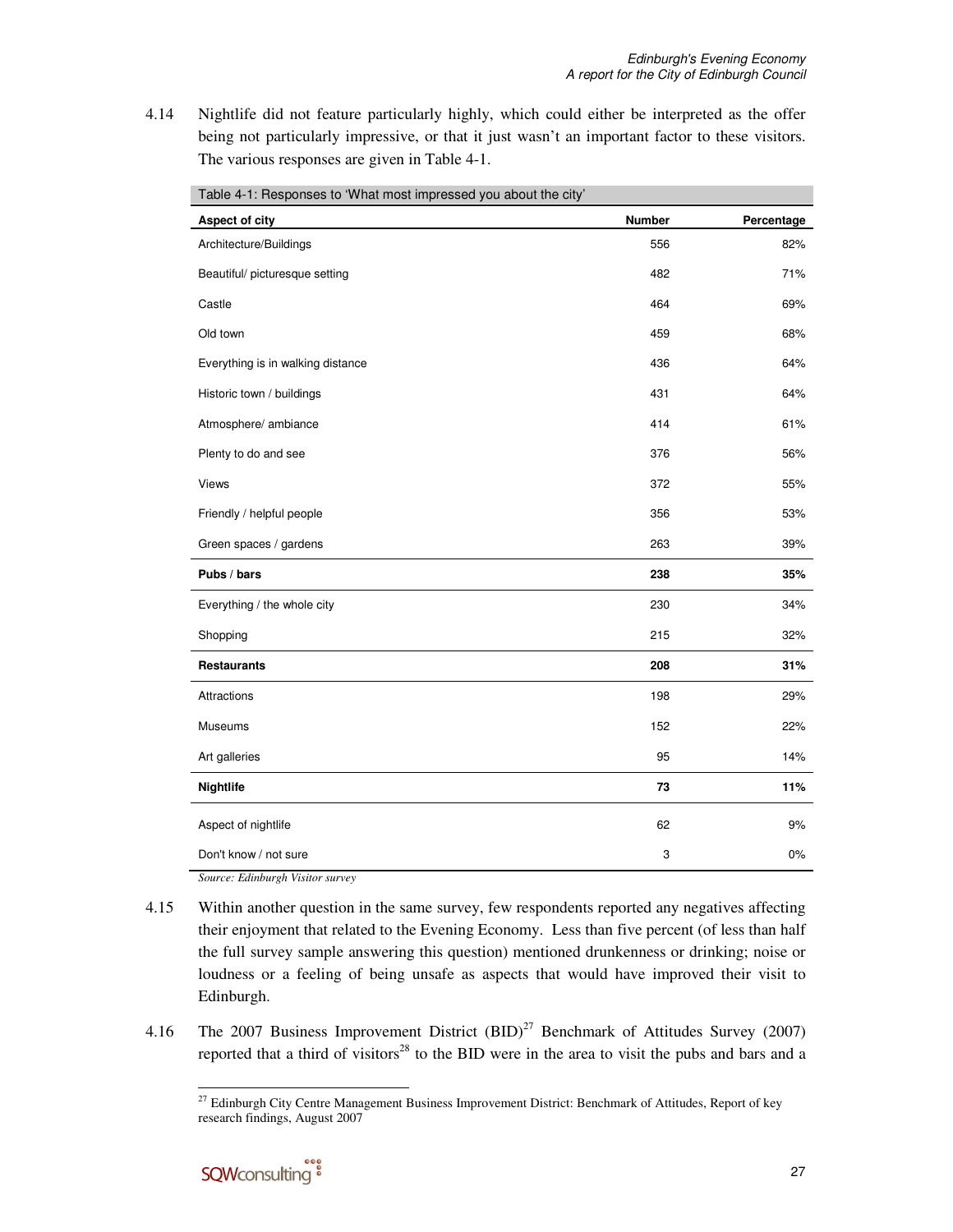4.14 Nightlife did not feature particularly highly, which could either be interpreted as the offer being not particularly impressive, or that it just wasn't an important factor to these visitors. The various responses are given in Table 4-1.

Table 4-1: Responses to 'What most impressed you about the city'

| Aspect of city | Number | Percentage |
|---|---|---|
| Architecture/Buildings | 556 | 82% |
| Beautiful/ picturesque setting | 482 | 71% |
| Castle | 464 | 69% |
| Old town | 459 | 68% |
| Everything is in walking distance | 436 | 64% |
| Historic town / buildings | 431 | 64% |
| Atmosphere/ ambiance | 414 | 61% |
| Plenty to do and see | 376 | 56% |
| Views | 372 | 55% |
| Friendly / helpful people | 356 | 53% |
| Green spaces / gardens | 263 | 39% |
| **Pubs / bars** | **238** | **35%** |
| Everything / the whole city | 230 | 34% |
| Shopping | 215 | 32% |
| **Restaurants** | **208** | **31%** |
| Attractions | 198 | 29% |
| Museums | 152 | 22% |
| Art galleries | 95 | 14% |
| **Nightlife** | **73** | **11%** |
| Aspect of nightlife | 62 | 9% |
| Don't know / not sure | 3 | 0% |

*Source: Edinburgh Visitor survey*

4.15 Within another question in the same survey, few respondents reported any negatives affecting their enjoyment that related to the Evening Economy. Less than five percent (of less than half the full survey sample answering this question) mentioned drunkenness or drinking; noise or loudness or a feeling of being unsafe as aspects that would have improved their visit to Edinburgh.

4.16 The 2007 Business Improvement District (BID)[27] Benchmark of Attitudes Survey (2007) reported that a third of visitors[28] to the BID were in the area to visit the pubs and bars and a

[27] Edinburgh City Centre Management Business Improvement District: Benchmark of Attitudes, Report of key research findings, August 2007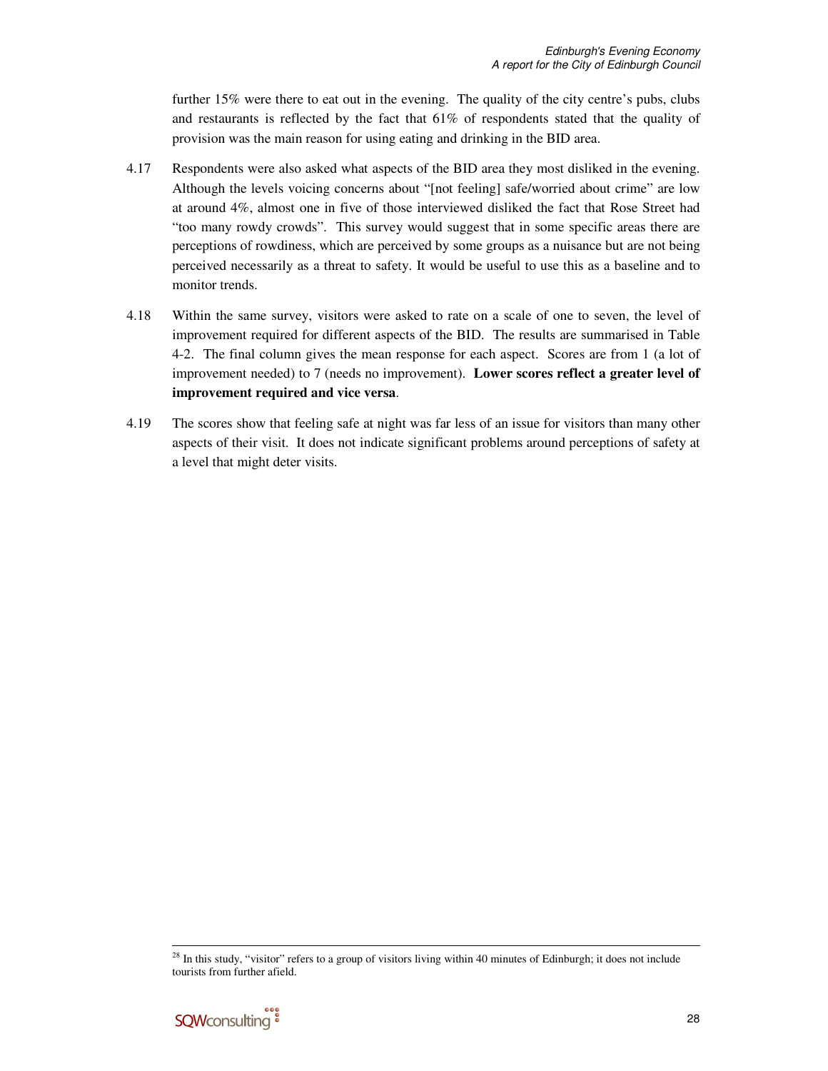further 15% were there to eat out in the evening. The quality of the city centre's pubs, clubs and restaurants is reflected by the fact that 61% of respondents stated that the quality of provision was the main reason for using eating and drinking in the BID area.

4.17 Respondents were also asked what aspects of the BID area they most disliked in the evening. Although the levels voicing concerns about "[not feeling] safe/worried about crime" are low at around 4%, almost one in five of those interviewed disliked the fact that Rose Street had "too many rowdy crowds". This survey would suggest that in some specific areas there are perceptions of rowdiness, which are perceived by some groups as a nuisance but are not being perceived necessarily as a threat to safety. It would be useful to use this as a baseline and to monitor trends.

4.18 Within the same survey, visitors were asked to rate on a scale of one to seven, the level of improvement required for different aspects of the BID. The results are summarised in Table 4-2. The final column gives the mean response for each aspect. Scores are from 1 (a lot of improvement needed) to 7 (needs no improvement). **Lower scores reflect a greater level of improvement required and vice versa**.

4.19 The scores show that feeling safe at night was far less of an issue for visitors than many other aspects of their visit. It does not indicate significant problems around perceptions of safety at a level that might deter visits.

[28] In this study, "visitor" refers to a group of visitors living within 40 minutes of Edinburgh; it does not include tourists from further afield.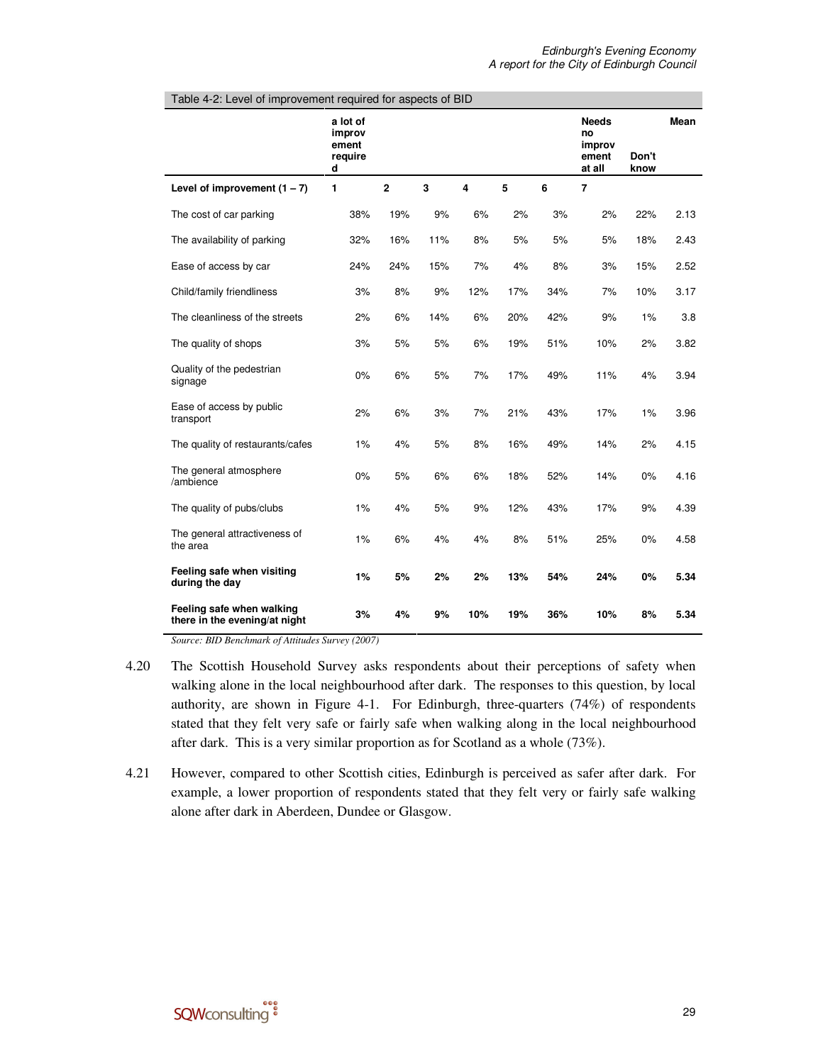Table 4-2: Level of improvement required for aspects of BID

| | a lot of improvement required | | | | | | Needs no improvement at all | Don't know | Mean |
|---|---|---|---|---|---|---|---|---|---|
| **Level of improvement (1 – 7)** | **1** | **2** | **3** | **4** | **5** | **6** | **7** | | |
| The cost of car parking | 38% | 19% | 9% | 6% | 2% | 3% | 2% | 22% | 2.13 |
| The availability of parking | 32% | 16% | 11% | 8% | 5% | 5% | 5% | 18% | 2.43 |
| Ease of access by car | 24% | 24% | 15% | 7% | 4% | 8% | 3% | 15% | 2.52 |
| Child/family friendliness | 3% | 8% | 9% | 12% | 17% | 34% | 7% | 10% | 3.17 |
| The cleanliness of the streets | 2% | 6% | 14% | 6% | 20% | 42% | 9% | 1% | 3.8 |
| The quality of shops | 3% | 5% | 5% | 6% | 19% | 51% | 10% | 2% | 3.82 |
| Quality of the pedestrian signage | 0% | 6% | 5% | 7% | 17% | 49% | 11% | 4% | 3.94 |
| Ease of access by public transport | 2% | 6% | 3% | 7% | 21% | 43% | 17% | 1% | 3.96 |
| The quality of restaurants/cafes | 1% | 4% | 5% | 8% | 16% | 49% | 14% | 2% | 4.15 |
| The general atmosphere /ambience | 0% | 5% | 6% | 6% | 18% | 52% | 14% | 0% | 4.16 |
| The quality of pubs/clubs | 1% | 4% | 5% | 9% | 12% | 43% | 17% | 9% | 4.39 |
| The general attractiveness of the area | 1% | 6% | 4% | 4% | 8% | 51% | 25% | 0% | 4.58 |
| **Feeling safe when visiting during the day** | **1%** | **5%** | **2%** | **2%** | **13%** | **54%** | **24%** | **0%** | **5.34** |
| **Feeling safe when walking there in the evening/at night** | **3%** | **4%** | **9%** | **10%** | **19%** | **36%** | **10%** | **8%** | **5.34** |

*Source: BID Benchmark of Attitudes Survey (2007)*

4.20 The Scottish Household Survey asks respondents about their perceptions of safety when walking alone in the local neighbourhood after dark. The responses to this question, by local authority, are shown in Figure 4-1. For Edinburgh, three-quarters (74%) of respondents stated that they felt very safe or fairly safe when walking along in the local neighbourhood after dark. This is a very similar proportion as for Scotland as a whole (73%).

4.21 However, compared to other Scottish cities, Edinburgh is perceived as safer after dark. For example, a lower proportion of respondents stated that they felt very or fairly safe walking alone after dark in Aberdeen, Dundee or Glasgow.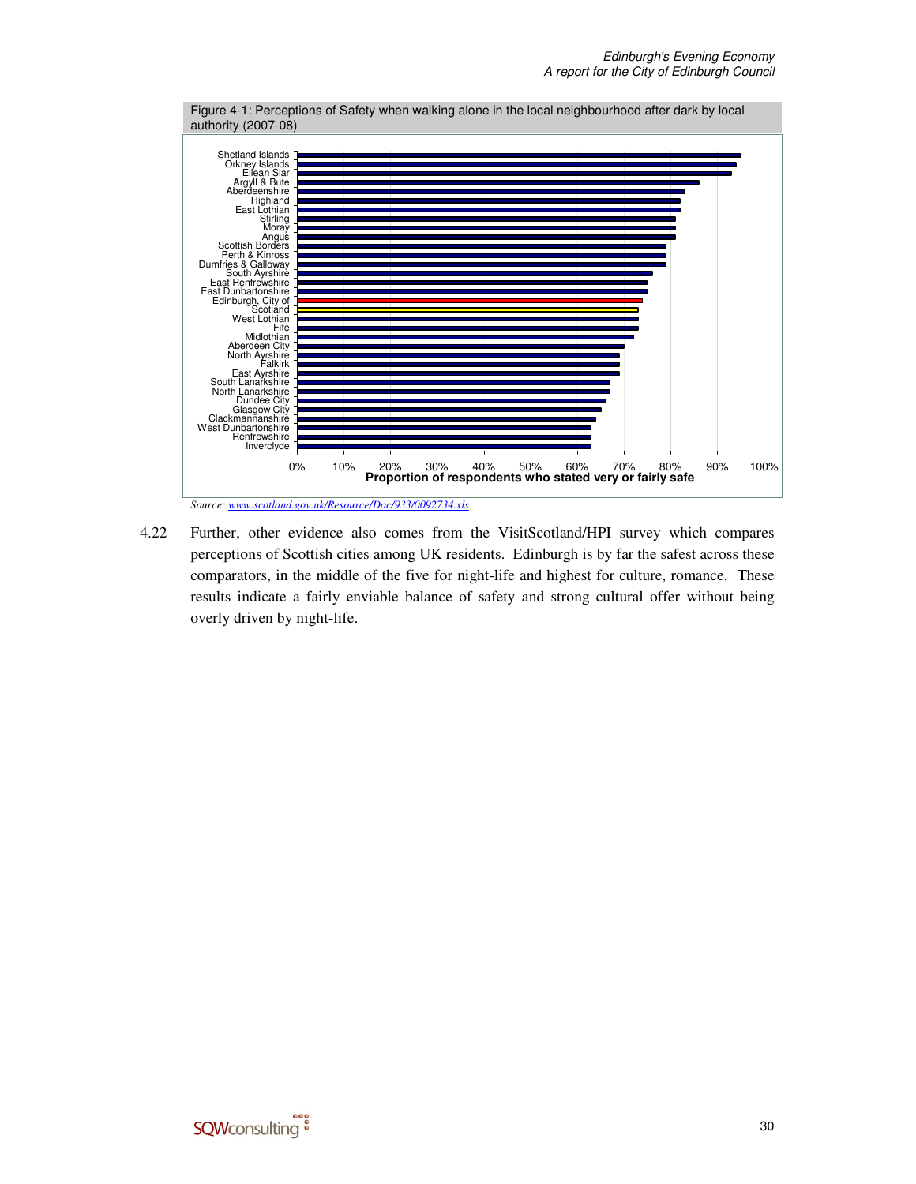Figure 4-1: Perceptions of Safety when walking alone in the local neighbourhood after dark by local authority (2007-08)

Shetland Islands
Orkney Islands
Eilean Siar
Argyll & Bute
Aberdeenshire
Highland
East Lothian
Stirling
Moray
Angus
Scottish Borders
Perth & Kinross
Dumfries & Galloway
South Ayrshire
East Renfrewshire
East Dunbartonshire
Edinburgh, City of
Scotland
West Lothian
Fife
Midlothian
Aberdeen City
North Ayrshire
Falkirk
East Ayrshire
South Lanarkshire
North Lanarkshire
Dundee City
Glasgow City
Clackmannanshire
West Dunbartonshire
Renfrewshire
Inverclyde

0% 10% 20% 30% 40% 50% 60% 70% 80% 90% 100%

Proportion of respondents who stated very or fairly safe

*Source: www.scotland.gov.uk/Resource/Doc/933/0092734.xls*

4.22 Further, other evidence also comes from the VisitScotland/HPI survey which compares perceptions of Scottish cities among UK residents. Edinburgh is by far the safest across these comparators, in the middle of the five for night-life and highest for culture, romance. These results indicate a fairly enviable balance of safety and strong cultural offer without being overly driven by night-life.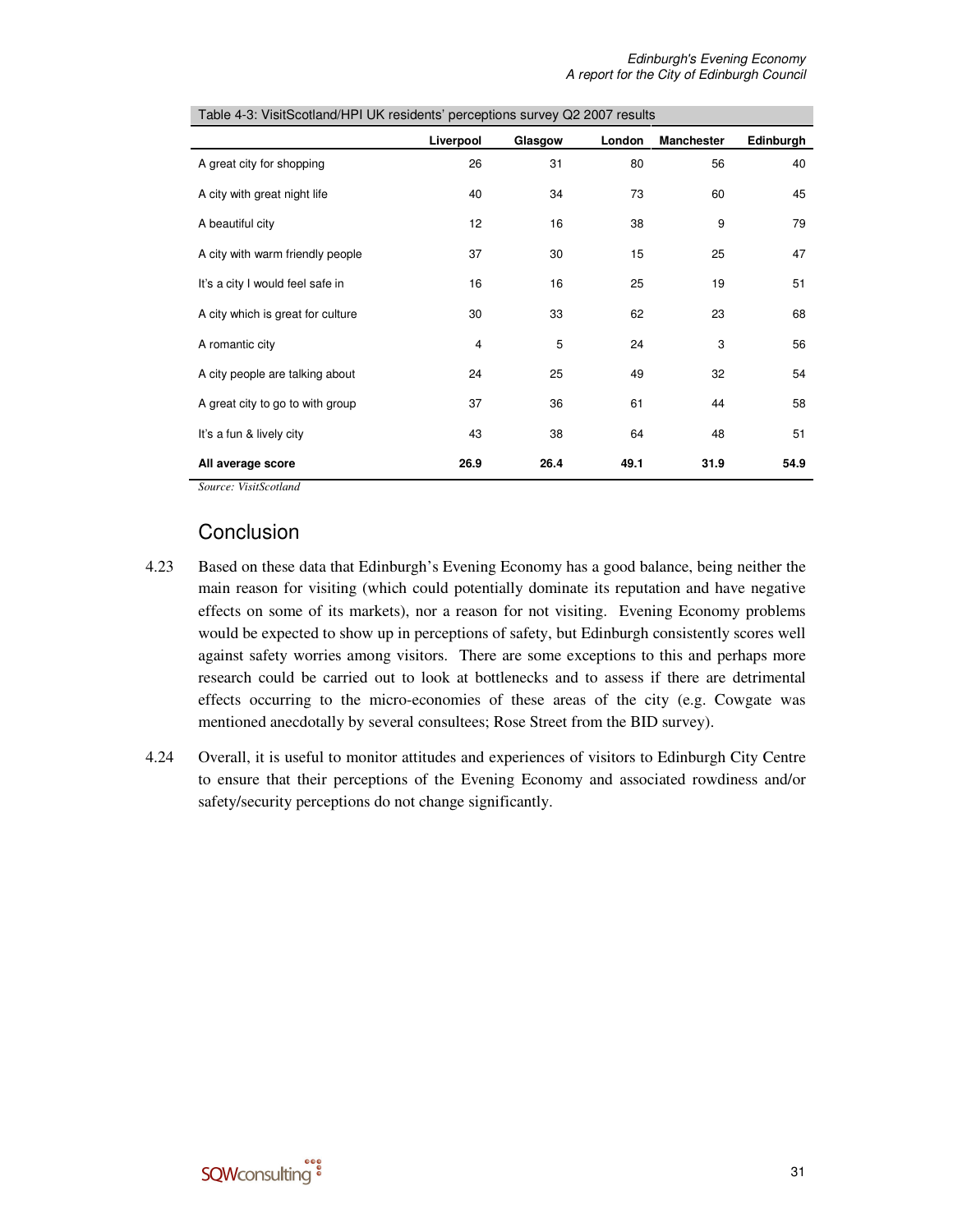Table 4-3: VisitScotland/HPI UK residents' perceptions survey Q2 2007 results

| | Liverpool | Glasgow | London | Manchester | Edinburgh |
|---|---|---|---|---|---|
| A great city for shopping | 26 | 31 | 80 | 56 | 40 |
| A city with great night life | 40 | 34 | 73 | 60 | 45 |
| A beautiful city | 12 | 16 | 38 | 9 | 79 |
| A city with warm friendly people | 37 | 30 | 15 | 25 | 47 |
| It's a city I would feel safe in | 16 | 16 | 25 | 19 | 51 |
| A city which is great for culture | 30 | 33 | 62 | 23 | 68 |
| A romantic city | 4 | 5 | 24 | 3 | 56 |
| A city people are talking about | 24 | 25 | 49 | 32 | 54 |
| A great city to go to with group | 37 | 36 | 61 | 44 | 58 |
| It's a fun & lively city | 43 | 38 | 64 | 48 | 51 |
| **All average score** | **26.9** | **26.4** | **49.1** | **31.9** | **54.9** |

*Source: VisitScotland*

## Conclusion

4.23 Based on these data that Edinburgh's Evening Economy has a good balance, being neither the main reason for visiting (which could potentially dominate its reputation and have negative effects on some of its markets), nor a reason for not visiting. Evening Economy problems would be expected to show up in perceptions of safety, but Edinburgh consistently scores well against safety worries among visitors. There are some exceptions to this and perhaps more research could be carried out to look at bottlenecks and to assess if there are detrimental effects occurring to the micro-economies of these areas of the city (e.g. Cowgate was mentioned anecdotally by several consultees; Rose Street from the BID survey).

4.24 Overall, it is useful to monitor attitudes and experiences of visitors to Edinburgh City Centre to ensure that their perceptions of the Evening Economy and associated rowdiness and/or safety/security perceptions do not change significantly.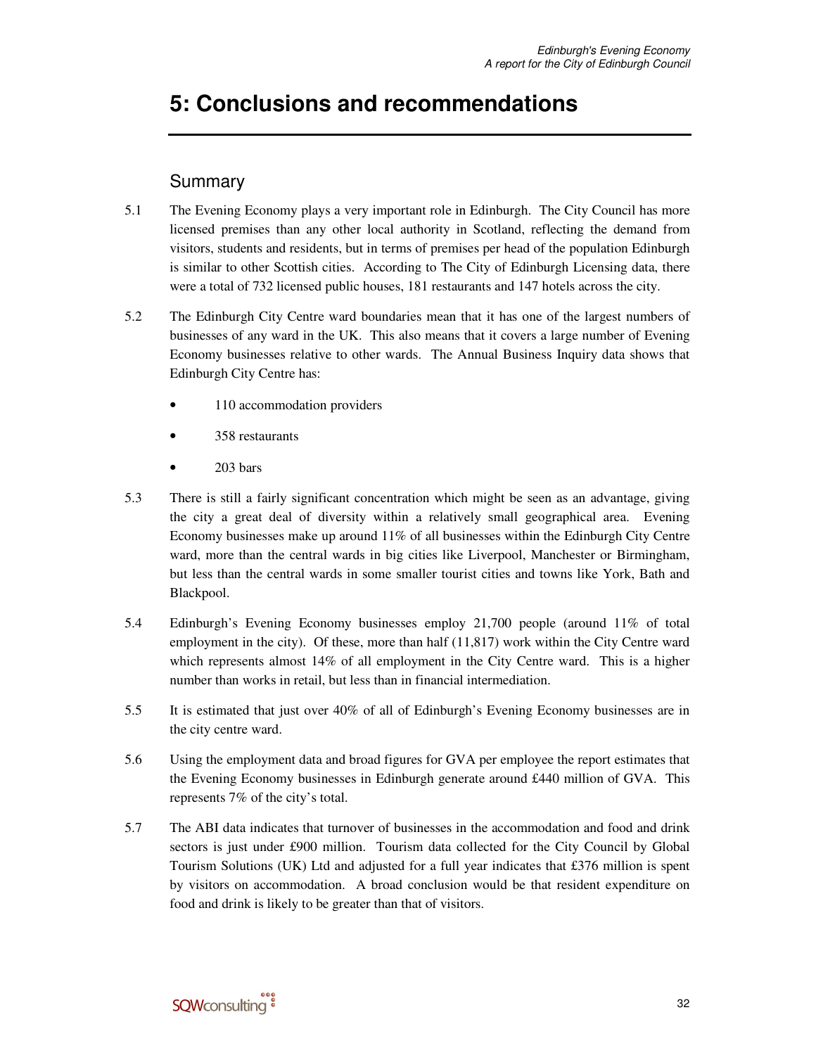# 5: Conclusions and recommendations

## Summary

5.1 The Evening Economy plays a very important role in Edinburgh. The City Council has more licensed premises than any other local authority in Scotland, reflecting the demand from visitors, students and residents, but in terms of premises per head of the population Edinburgh is similar to other Scottish cities. According to The City of Edinburgh Licensing data, there were a total of 732 licensed public houses, 181 restaurants and 147 hotels across the city.

5.2 The Edinburgh City Centre ward boundaries mean that it has one of the largest numbers of businesses of any ward in the UK. This also means that it covers a large number of Evening Economy businesses relative to other wards. The Annual Business Inquiry data shows that Edinburgh City Centre has:

- 110 accommodation providers
- 358 restaurants
- 203 bars

5.3 There is still a fairly significant concentration which might be seen as an advantage, giving the city a great deal of diversity within a relatively small geographical area. Evening Economy businesses make up around 11% of all businesses within the Edinburgh City Centre ward, more than the central wards in big cities like Liverpool, Manchester or Birmingham, but less than the central wards in some smaller tourist cities and towns like York, Bath and Blackpool.

5.4 Edinburgh's Evening Economy businesses employ 21,700 people (around 11% of total employment in the city). Of these, more than half (11,817) work within the City Centre ward which represents almost 14% of all employment in the City Centre ward. This is a higher number than works in retail, but less than in financial intermediation.

5.5 It is estimated that just over 40% of all of Edinburgh's Evening Economy businesses are in the city centre ward.

5.6 Using the employment data and broad figures for GVA per employee the report estimates that the Evening Economy businesses in Edinburgh generate around £440 million of GVA. This represents 7% of the city's total.

5.7 The ABI data indicates that turnover of businesses in the accommodation and food and drink sectors is just under £900 million. Tourism data collected for the City Council by Global Tourism Solutions (UK) Ltd and adjusted for a full year indicates that £376 million is spent by visitors on accommodation. A broad conclusion would be that resident expenditure on food and drink is likely to be greater than that of visitors.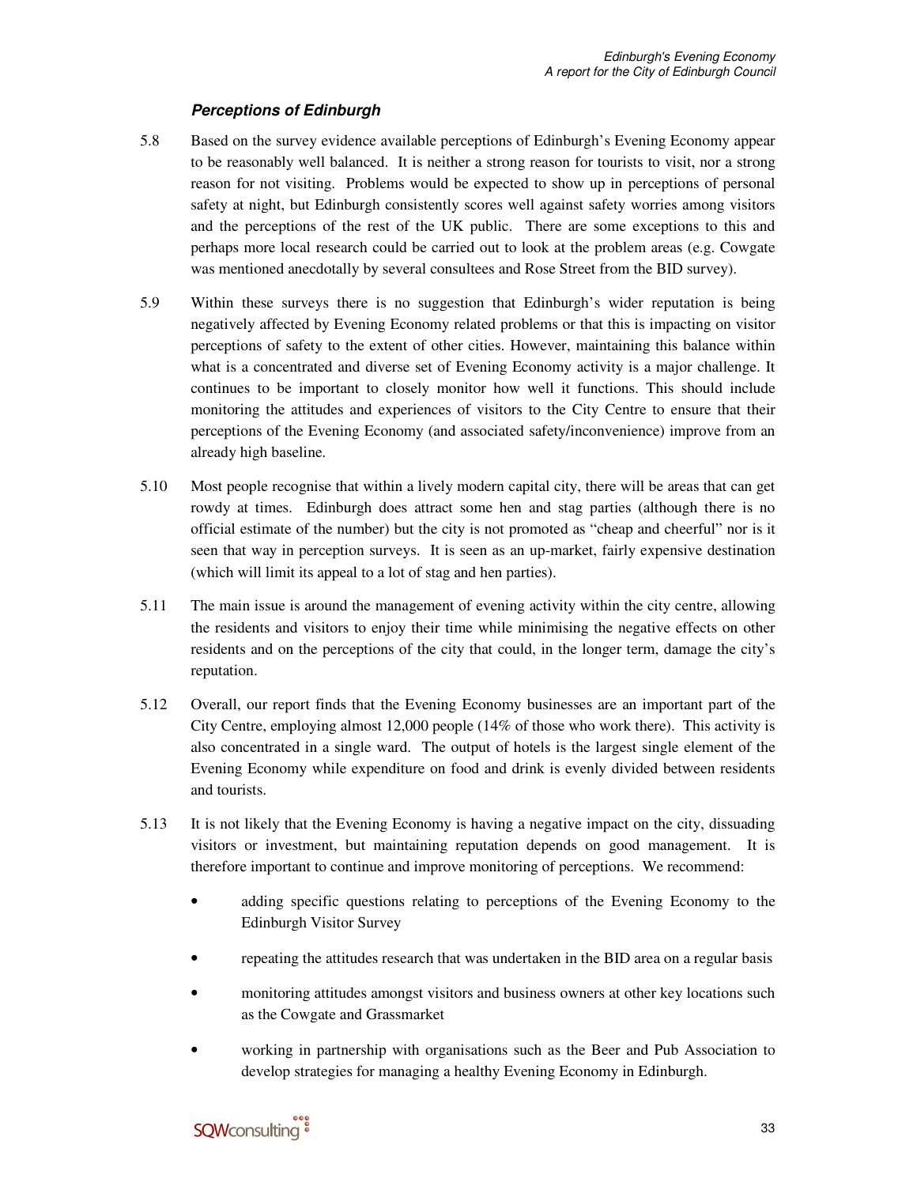### *Perceptions of Edinburgh*

5.8 Based on the survey evidence available perceptions of Edinburgh's Evening Economy appear to be reasonably well balanced. It is neither a strong reason for tourists to visit, nor a strong reason for not visiting. Problems would be expected to show up in perceptions of personal safety at night, but Edinburgh consistently scores well against safety worries among visitors and the perceptions of the rest of the UK public. There are some exceptions to this and perhaps more local research could be carried out to look at the problem areas (e.g. Cowgate was mentioned anecdotally by several consultees and Rose Street from the BID survey).

5.9 Within these surveys there is no suggestion that Edinburgh's wider reputation is being negatively affected by Evening Economy related problems or that this is impacting on visitor perceptions of safety to the extent of other cities. However, maintaining this balance within what is a concentrated and diverse set of Evening Economy activity is a major challenge. It continues to be important to closely monitor how well it functions. This should include monitoring the attitudes and experiences of visitors to the City Centre to ensure that their perceptions of the Evening Economy (and associated safety/inconvenience) improve from an already high baseline.

5.10 Most people recognise that within a lively modern capital city, there will be areas that can get rowdy at times. Edinburgh does attract some hen and stag parties (although there is no official estimate of the number) but the city is not promoted as "cheap and cheerful" nor is it seen that way in perception surveys. It is seen as an up-market, fairly expensive destination (which will limit its appeal to a lot of stag and hen parties).

5.11 The main issue is around the management of evening activity within the city centre, allowing the residents and visitors to enjoy their time while minimising the negative effects on other residents and on the perceptions of the city that could, in the longer term, damage the city's reputation.

5.12 Overall, our report finds that the Evening Economy businesses are an important part of the City Centre, employing almost 12,000 people (14% of those who work there). This activity is also concentrated in a single ward. The output of hotels is the largest single element of the Evening Economy while expenditure on food and drink is evenly divided between residents and tourists.

5.13 It is not likely that the Evening Economy is having a negative impact on the city, dissuading visitors or investment, but maintaining reputation depends on good management. It is therefore important to continue and improve monitoring of perceptions. We recommend:

- adding specific questions relating to perceptions of the Evening Economy to the Edinburgh Visitor Survey
- repeating the attitudes research that was undertaken in the BID area on a regular basis
- monitoring attitudes amongst visitors and business owners at other key locations such as the Cowgate and Grassmarket
- working in partnership with organisations such as the Beer and Pub Association to develop strategies for managing a healthy Evening Economy in Edinburgh.